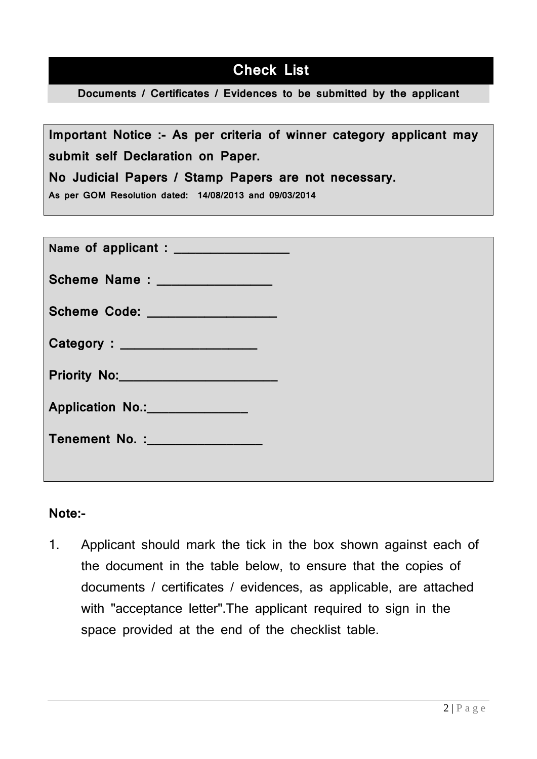# Check List

**Documents / Certificates / Evidences to be submitted by the applicant**

**Important Notice :- As per criteria of winner category applicant may submit self Declaration on Paper.**

**No Judicial Papers / Stamp Papers are not necessary.**

**As per GOM Resolution dated: 14/08/2013 and 09/03/2014**

**Name of applicant : ________________**

**Scheme Name : ________________**

**Scheme Code: __________________**

**Category : ___________________**

**Priority No:______________________**

**Application No.:______________**

**Tenement No. :________________**

**Note:-**

1. Applicant should mark the tick in the box shown against each of the document in the table below, to ensure that the copies of documents / certificates / evidences, as applicable, are attached with "acceptance letter".The applicant required to sign in the space provided at the end of the checklist table.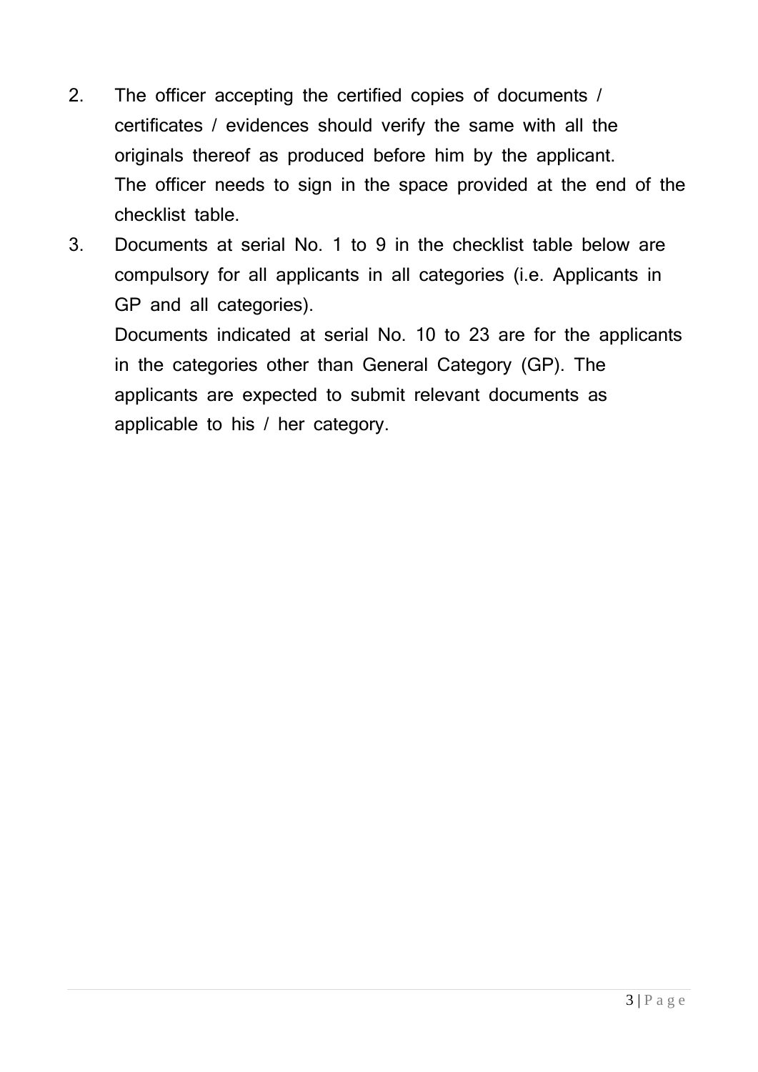2. The officer accepting the certified copies of documents / certificates / evidences should verify the same with all the originals thereof as produced before him by the applicant. The officer needs to sign in the space provided at the end of the checklist table.

3. Documents at serial No. 1 to 9 in the checklist table below are compulsory for all applicants in all categories (i.e. Applicants in GP and all categories). Documents indicated at serial No. 10 to 23 are for the applicants in the categories other than General Category (GP). The applicants are expected to submit relevant documents as applicable to his / her category.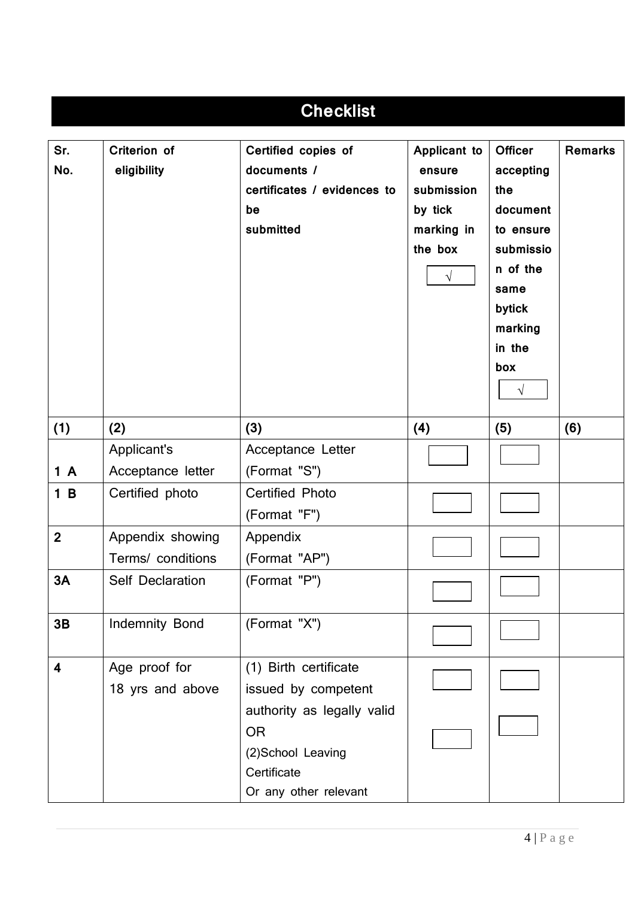## Checklist

| Sr. No. | Criterion of eligibility | Certified copies of documents / certificates / evidences to be submitted | Applicant to ensure submission by tick marking in the box √ | Officer accepting the document to ensure submission of the same bytick marking in the box √ | Remarks |
|---|---|---|---|---|---|
| (1) | (2) | (3) | (4) | (5) | (6) |
| 1 A | Applicant's Acceptance letter | Acceptance Letter (Format "S") | ☐ | ☐ | |
| 1 B | Certified photo | Certified Photo (Format "F") | ☐ | ☐ | |
| 2 | Appendix showing Terms/ conditions | Appendix (Format "AP") | ☐ | ☐ | |
| 3A | Self Declaration | (Format "P") | ☐ | ☐ | |
| 3B | Indemnity Bond | (Format "X") | ☐ | ☐ | |
| 4 | Age proof for 18 yrs and above | (1) Birth certificate issued by competent authority as legally valid<br>OR<br>(2)School Leaving Certificate<br>Or any other relevant | ☐<br>☐ | ☐<br>☐ | |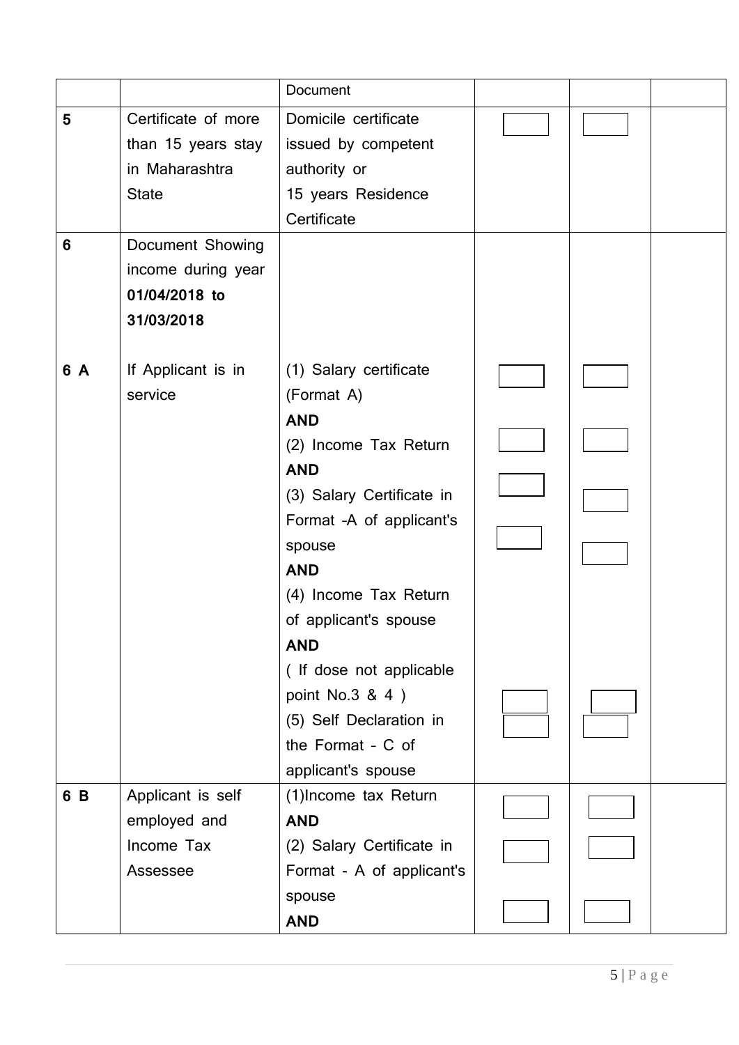| | | Document | | | |
|---|---|---|---|---|---|
| **5** | Certificate of more than 15 years stay in Maharashtra State | Domicile certificate issued by competent authority or 15 years Residence Certificate | ☐ | ☐ | |
| **6** | Document Showing income during year **01/04/2018 to 31/03/2018** | | | | |
| **6 A** | If Applicant is in service | (1) Salary certificate (Format A) **AND** (2) Income Tax Return **AND** (3) Salary Certificate in Format -A of applicant's spouse **AND** (4) Income Tax Return of applicant's spouse **AND** ( If dose not applicable point No.3 & 4 ) (5) Self Declaration in the Format - C of applicant's spouse | ☐ ☐ ☐ ☐ ☐ ☐ | ☐ ☐ ☐ ☐ ☐ ☐ | |
| **6 B** | Applicant is self employed and Income Tax Assessee | (1)Income tax Return **AND** (2) Salary Certificate in Format - A of applicant's spouse **AND** | ☐ ☐ ☐ | ☐ ☐ ☐ | |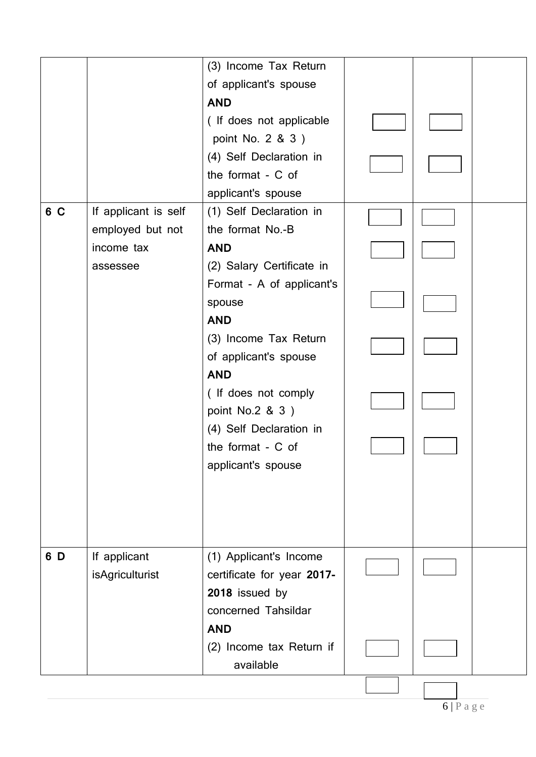| | | | | | |
|---|---|---|---|---|---|
| | | (3) Income Tax Return of applicant's spouse<br>**AND**<br>( If does not applicable point No. 2 & 3 )<br>(4) Self Declaration in the format - C of applicant's spouse | ☐<br>☐ | ☐<br>☐ | |
| **6 C** | If applicant is self employed but not income tax assessee | (1) Self Declaration in the format No.-B<br>**AND**<br>(2) Salary Certificate in Format - A of applicant's spouse<br>**AND**<br>(3) Income Tax Return of applicant's spouse<br>**AND**<br>( If does not comply point No.2 & 3 )<br>(4) Self Declaration in the format - C of applicant's spouse | ☐<br>☐<br>☐<br>☐<br>☐<br>☐ | ☐<br>☐<br>☐<br>☐<br>☐<br>☐ | |
| **6 D** | If applicant isAgriculturist | (1) Applicant's Income certificate for year **2017-2018** issued by concerned Tahsildar<br>**AND**<br>(2) Income tax Return if available | ☐<br>☐ | ☐<br>☐ | |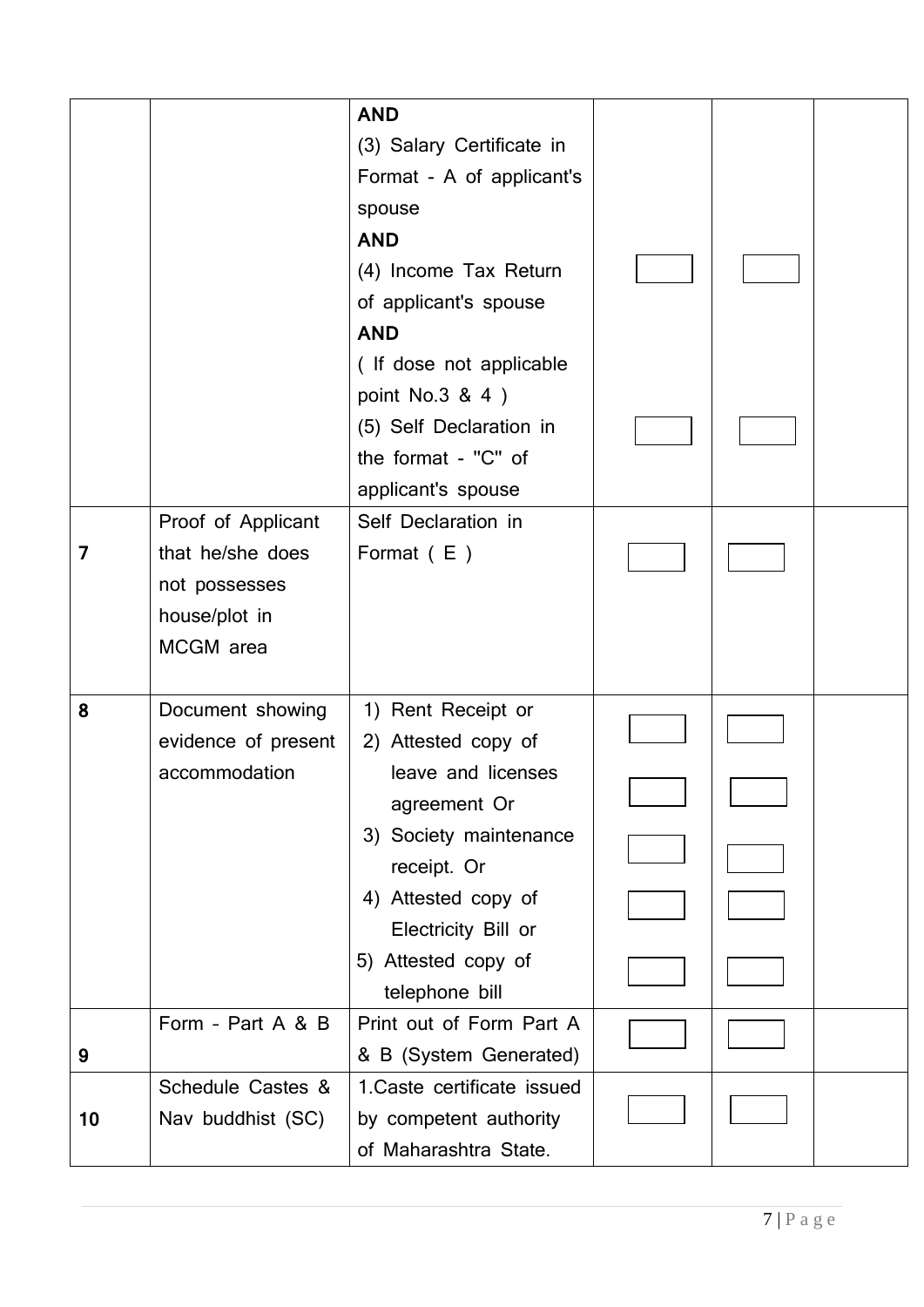|  |  |  |  |  |  |
|---|---|---|---|---|---|
|  |  | **AND**<br>(3) Salary Certificate in Format - A of applicant's spouse<br>**AND**<br>(4) Income Tax Return of applicant's spouse<br>**AND**<br>( If dose not applicable point No.3 & 4 )<br>(5) Self Declaration in the format - "C" of applicant's spouse | ☐<br>☐ | ☐<br>☐ |  |
| **7** | Proof of Applicant that he/she does not possesses house/plot in MCGM area | Self Declaration in Format ( E ) | ☐ | ☐ |  |
| **8** | Document showing evidence of present accommodation | 1) Rent Receipt or<br>2) Attested copy of leave and licenses agreement Or<br>3) Society maintenance receipt. Or<br>4) Attested copy of Electricity Bill or<br>5) Attested copy of telephone bill | ☐<br>☐<br>☐<br>☐<br>☐ | ☐<br>☐<br>☐<br>☐<br>☐ |  |
| **9** | Form - Part A & B | Print out of Form Part A & B (System Generated) | ☐ | ☐ |  |
| **10** | Schedule Castes & Nav buddhist (SC) | 1.Caste certificate issued by competent authority of Maharashtra State. | ☐ | ☐ |  |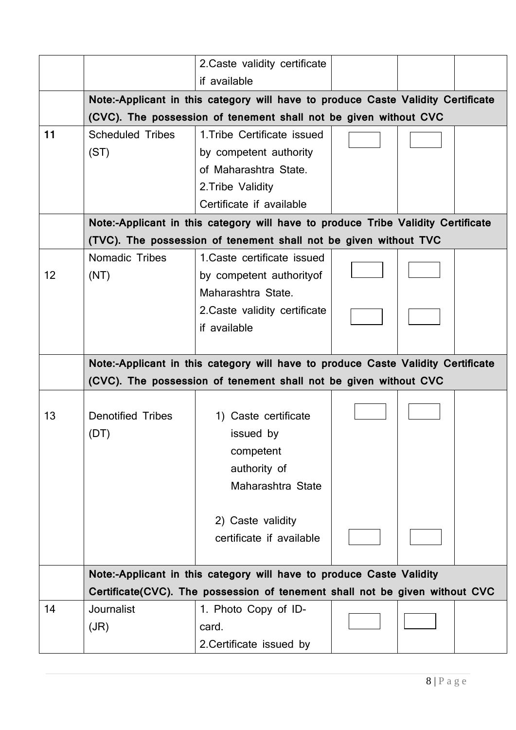| | | | | | |
|---|---|---|---|---|---|
| | | 2.Caste validity certificate if available | | | |
| | **Note:-Applicant in this category will have to produce Caste Validity Certificate (CVC). The possession of tenement shall not be given without CVC** | | | | |
| **11** | Scheduled Tribes (ST) | 1.Tribe Certificate issued by competent authority of Maharashtra State.<br>2.Tribe Validity Certificate if available | ☐ | ☐ | |
| | **Note:-Applicant in this category will have to produce Tribe Validity Certificate (TVC). The possession of tenement shall not be given without TVC** | | | | |
| 12 | Nomadic Tribes (NT) | 1.Caste certificate issued by competent authorityof Maharashtra State.<br>2.Caste validity certificate if available | ☐<br>☐ | ☐<br>☐ | |
| | **Note:-Applicant in this category will have to produce Caste Validity Certificate (CVC). The possession of tenement shall not be given without CVC** | | | | |
| 13 | Denotified Tribes (DT) | 1) Caste certificate issued by competent authority of Maharashtra State<br>2) Caste validity certificate if available | ☐<br>☐ | ☐<br>☐ | |
| | **Note:-Applicant in this category will have to produce Caste Validity Certificate(CVC). The possession of tenement shall not be given without CVC** | | | | |
| 14 | Journalist (JR) | 1. Photo Copy of ID-card.<br>2.Certificate issued by | ☐ | ☐ | |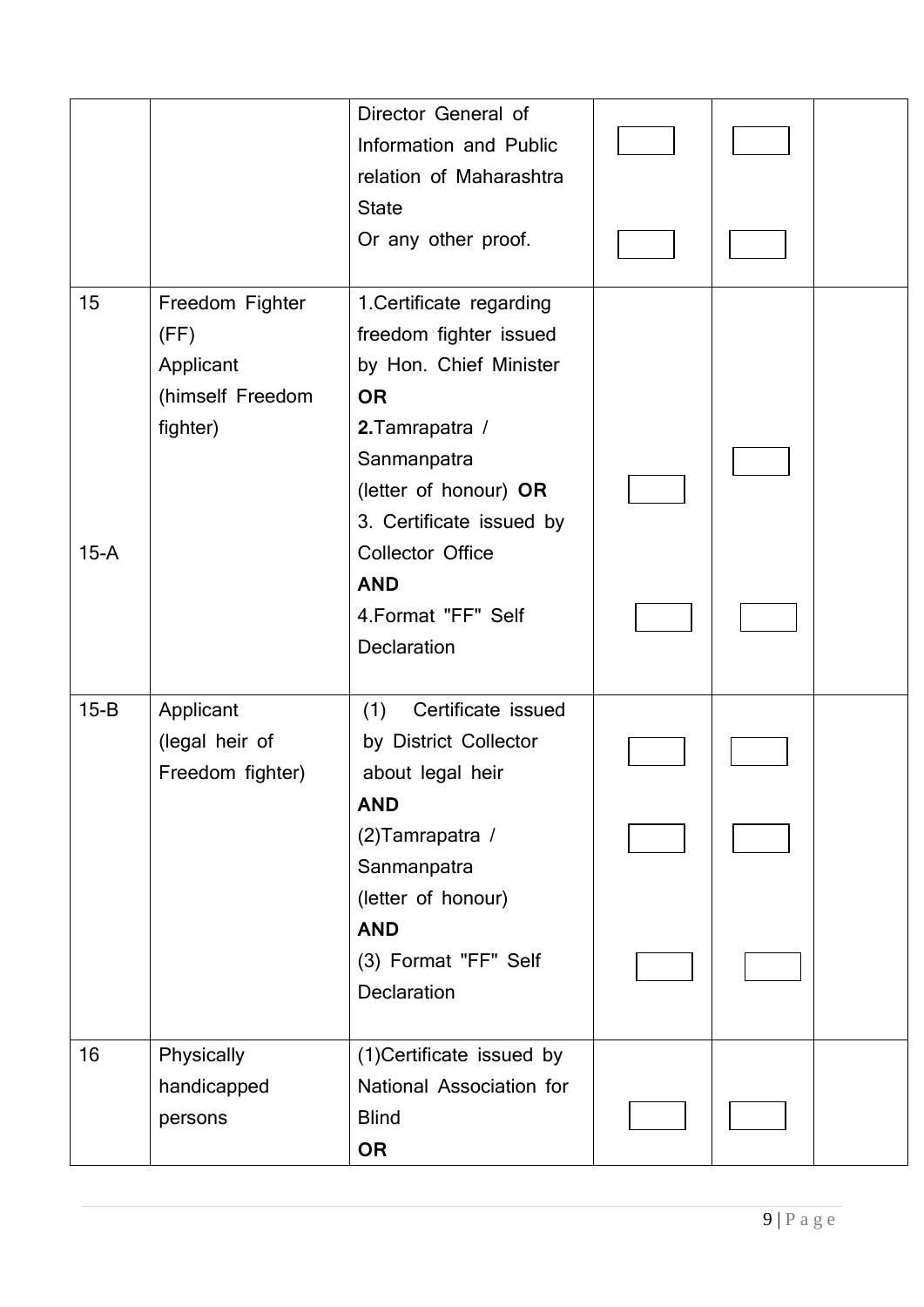|  |  |  |  |  |  |
|---|---|---|---|---|---|
|  |  | Director General of Information and Public relation of Maharashtra State<br>Or any other proof. | ☐<br>☐ | ☐<br>☐ |  |
| 15<br><br>15-A | Freedom Fighter (FF)<br>Applicant<br>(himself Freedom fighter) | 1.Certificate regarding freedom fighter issued by Hon. Chief Minister<br>**OR**<br>**2.**Tamrapatra / Sanmanpatra (letter of honour) **OR**<br>3. Certificate issued by Collector Office<br>**AND**<br>4.Format "FF" Self Declaration | ☐<br>☐ | ☐<br>☐ |  |
| 15-B | Applicant<br>(legal heir of Freedom fighter) | (1) Certificate issued by District Collector about legal heir<br>**AND**<br>(2)Tamrapatra / Sanmanpatra (letter of honour)<br>**AND**<br>(3) Format "FF" Self Declaration | ☐<br>☐<br>☐ | ☐<br>☐<br>☐ |  |
| 16 | Physically handicapped persons | (1)Certificate issued by National Association for Blind<br>**OR** | ☐ | ☐ |  |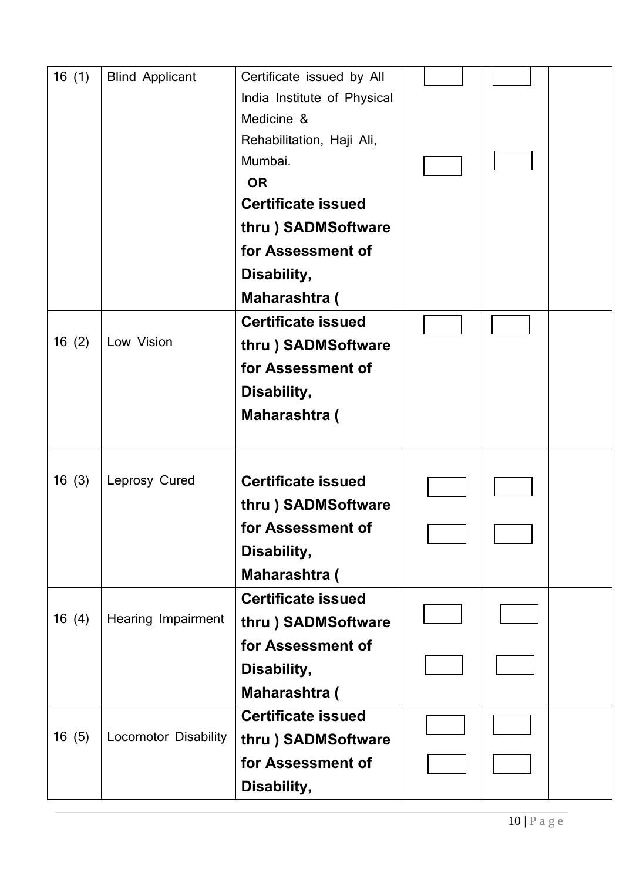| 16 (1) | Blind Applicant | Certificate issued by All India Institute of Physical Medicine & Rehabilitation, Haji Ali, Mumbai. **OR** **Certificate issued thru ) SADMSoftware for Assessment of Disability, Maharashtra (** | | | |
|---|---|---|---|---|---|
| 16 (2) | Low Vision | **Certificate issued thru ) SADMSoftware for Assessment of Disability, Maharashtra (** | | | |
| 16 (3) | Leprosy Cured | **Certificate issued thru ) SADMSoftware for Assessment of Disability, Maharashtra (** | | | |
| 16 (4) | Hearing Impairment | **Certificate issued thru ) SADMSoftware for Assessment of Disability, Maharashtra (** | | | |
| 16 (5) | Locomotor Disability | **Certificate issued thru ) SADMSoftware for Assessment of Disability,** | | | |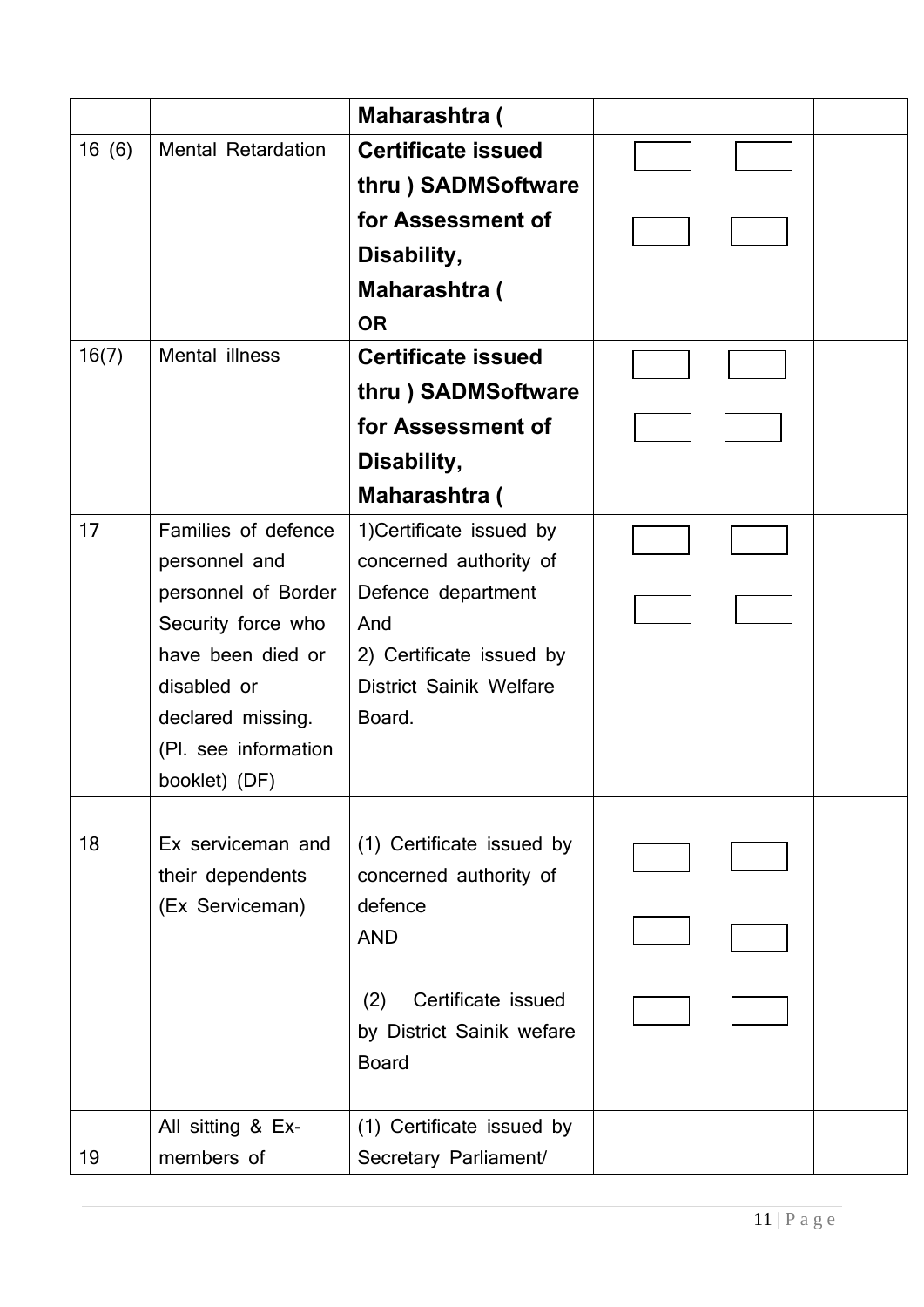| | | Maharashtra ( | | | |
|---|---|---|---|---|---|
| 16 (6) | Mental Retardation | **Certificate issued thru ) SADMSoftware for Assessment of Disability, Maharashtra (**<br>**OR** | | | |
| 16(7) | Mental illness | **Certificate issued thru ) SADMSoftware for Assessment of Disability, Maharashtra (** | | | |
| 17 | Families of defence personnel and personnel of Border Security force who have been died or disabled or declared missing. (Pl. see information booklet) (DF) | 1)Certificate issued by concerned authority of Defence department<br>And<br>2) Certificate issued by District Sainik Welfare Board. | | | |
| 18 | Ex serviceman and their dependents (Ex Serviceman) | (1) Certificate issued by concerned authority of defence<br>AND<br>(2) Certificate issued by District Sainik wefare Board | | | |
| 19 | All sitting & Ex-members of | (1) Certificate issued by Secretary Parliament/ | | | |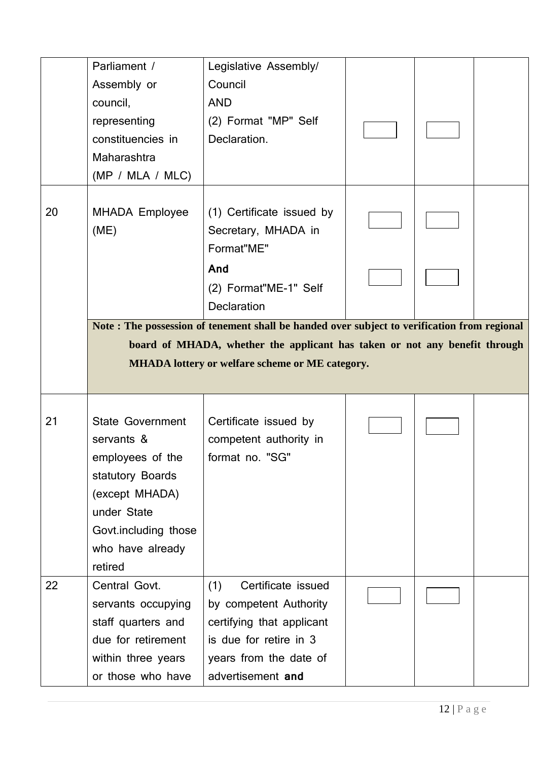| | | | | | |
|---|---|---|---|---|---|
| | Parliament / Assembly or council, representing constituencies in Maharashtra (MP / MLA / MLC) | Legislative Assembly/ Council AND (2) Format "MP" Self Declaration. | | | |
| 20 | MHADA Employee (ME) | (1) Certificate issued by Secretary, MHADA in Format"ME" **And** (2) Format"ME-1" Self Declaration | | | |
| | **Note : The possession of tenement shall be handed over subject to verification from regional board of MHADA, whether the applicant has taken or not any benefit through MHADA lottery or welfare scheme or ME category.** | | | | |
| 21 | State Government servants & employees of the statutory Boards (except MHADA) under State Govt.including those who have already retired | Certificate issued by competent authority in format no. "SG" | | | |
| 22 | Central Govt. servants occupying staff quarters and due for retirement within three years or those who have | (1) Certificate issued by competent Authority certifying that applicant is due for retire in 3 years from the date of advertisement **and** | | | |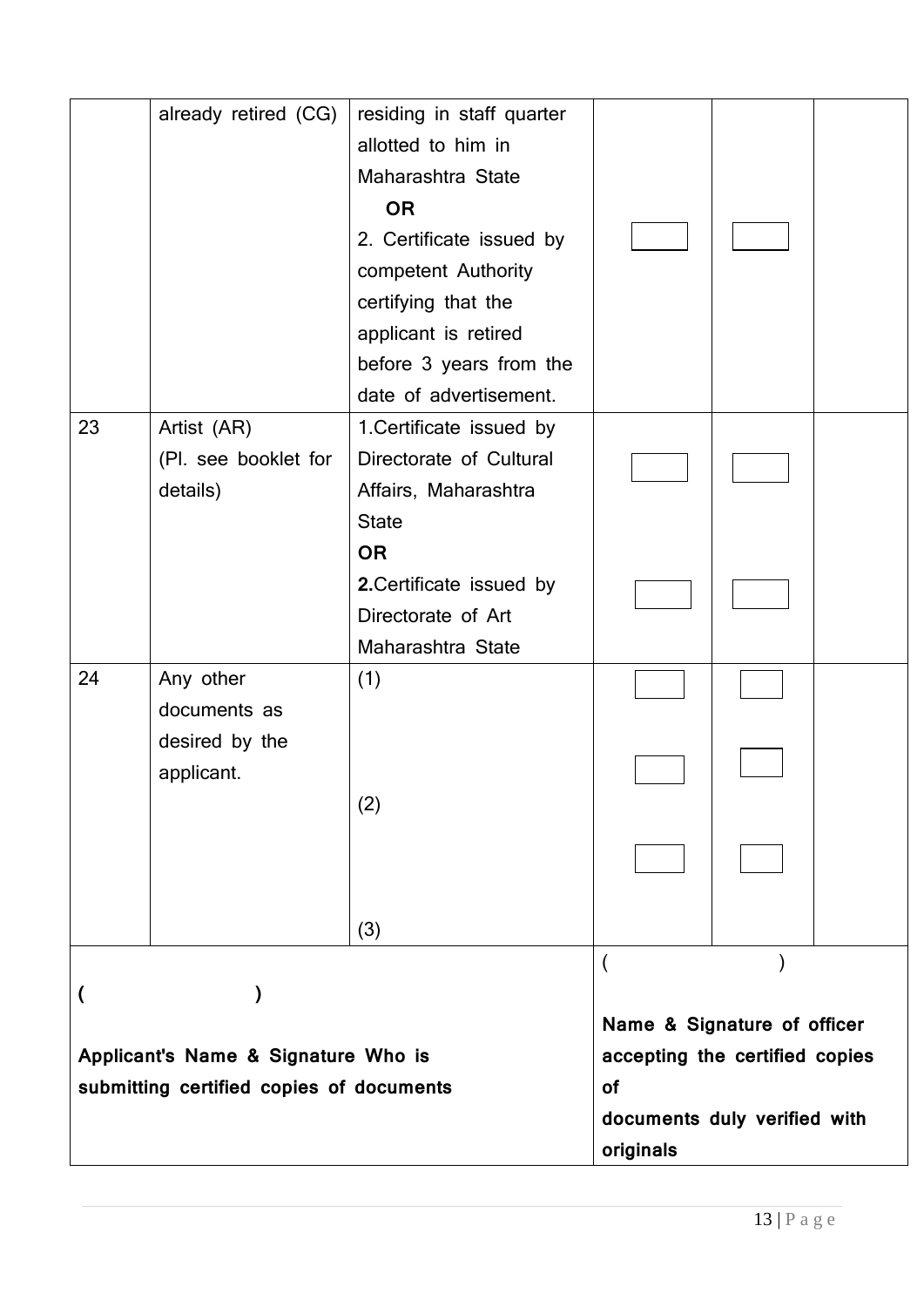| | | | | | |
|---|---|---|---|---|---|
| | already retired (CG) | residing in staff quarter allotted to him in Maharashtra State<br>**OR**<br>2. Certificate issued by competent Authority certifying that the applicant is retired before 3 years from the date of advertisement. | ☐ | ☐ | |
| 23 | Artist (AR)<br>(Pl. see booklet for details) | 1.Certificate issued by Directorate of Cultural Affairs, Maharashtra State<br>**OR**<br>**2.**Certificate issued by Directorate of Art Maharashtra State | ☐<br>☐ | ☐<br>☐ | |
| 24 | Any other documents as desired by the applicant. | (1)<br>(2)<br>(3) | ☐<br>☐<br>☐ | ☐<br>☐<br>☐ | |

| | |
|---|---|
| **( )**<br>**Applicant's Name & Signature Who is submitting certified copies of documents** | ( )<br>**Name & Signature of officer accepting the certified copies of documents duly verified with originals** |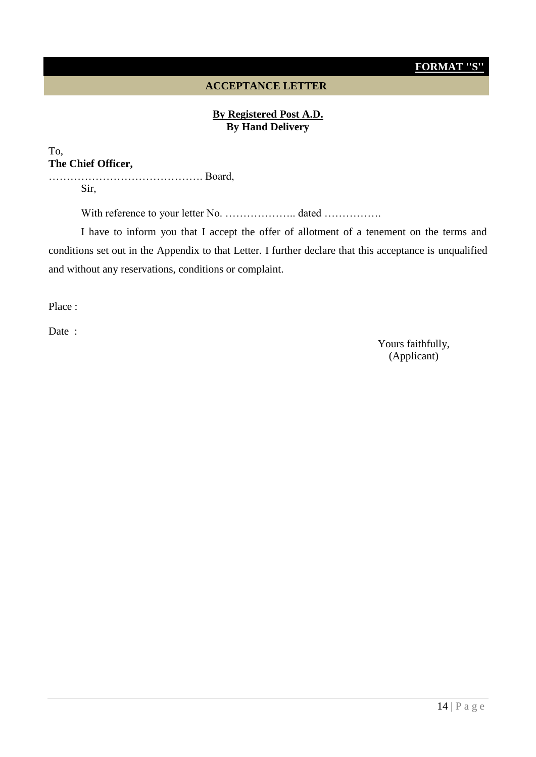**FORMAT "S"**

## ACCEPTANCE LETTER

**By Registered Post A.D.**
**By Hand Delivery**

To,
**The Chief Officer,**
……………………………………. Board,

Sir,

With reference to your letter No. ……………….. dated …………….

I have to inform you that I accept the offer of allotment of a tenement on the terms and conditions set out in the Appendix to that Letter. I further declare that this acceptance is unqualified and without any reservations, conditions or complaint.

Place :

Date :

Yours faithfully,
(Applicant)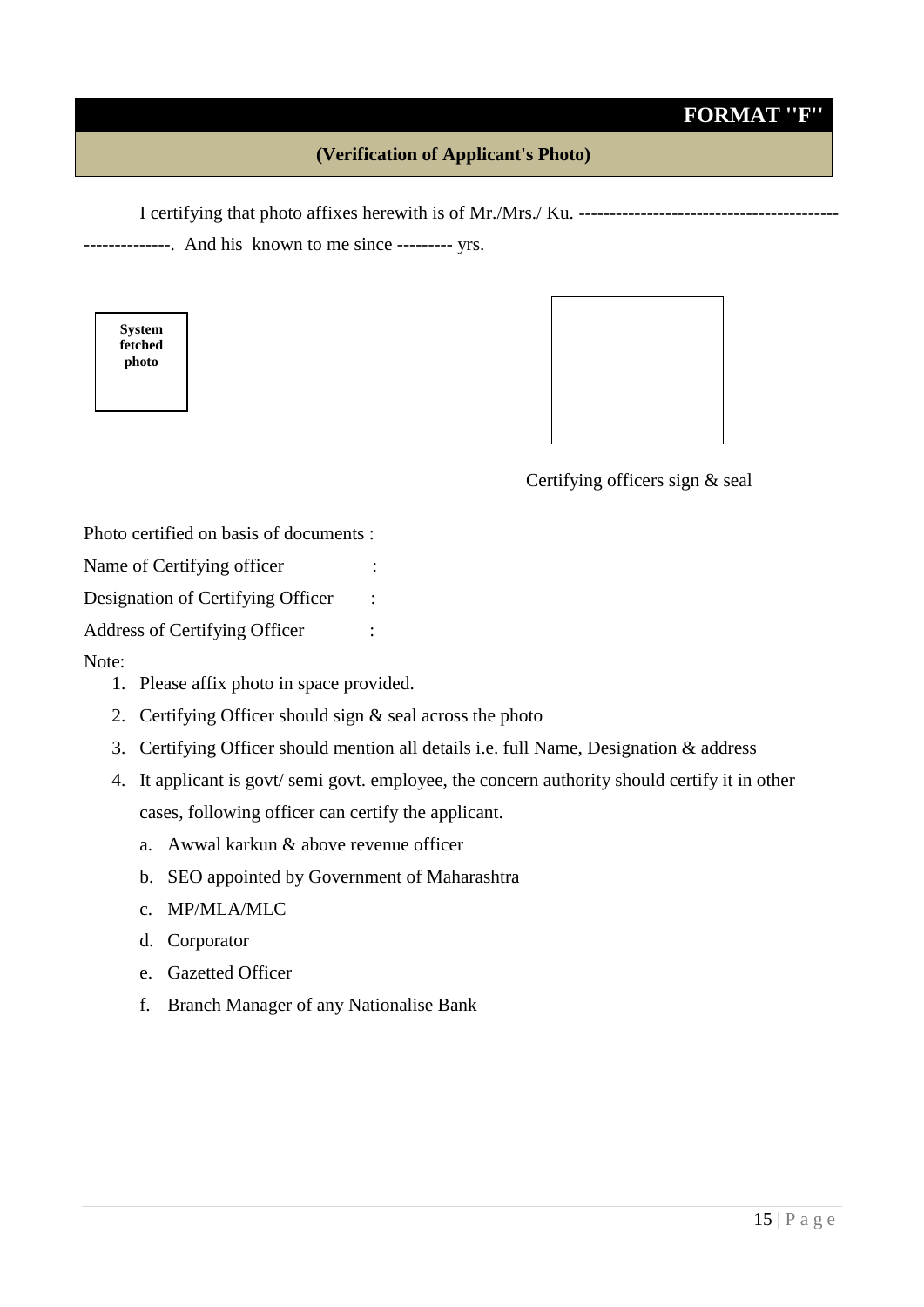# FORMAT ''F''

## (Verification of Applicant's Photo)

I certifying that photo affixes herewith is of Mr./Mrs./ Ku. ------------------------------------------ --------------. And his known to me since --------- yrs.

**System fetched photo**

Certifying officers sign & seal

Photo certified on basis of documents :

Name of Certifying officer :

Designation of Certifying Officer :

Address of Certifying Officer :

Note:

1. Please affix photo in space provided.
2. Certifying Officer should sign & seal across the photo
3. Certifying Officer should mention all details i.e. full Name, Designation & address
4. It applicant is govt/ semi govt. employee, the concern authority should certify it in other cases, following officer can certify the applicant.
   a. Awwal karkun & above revenue officer
   b. SEO appointed by Government of Maharashtra
   c. MP/MLA/MLC
   d. Corporator
   e. Gazetted Officer
   f. Branch Manager of any Nationalise Bank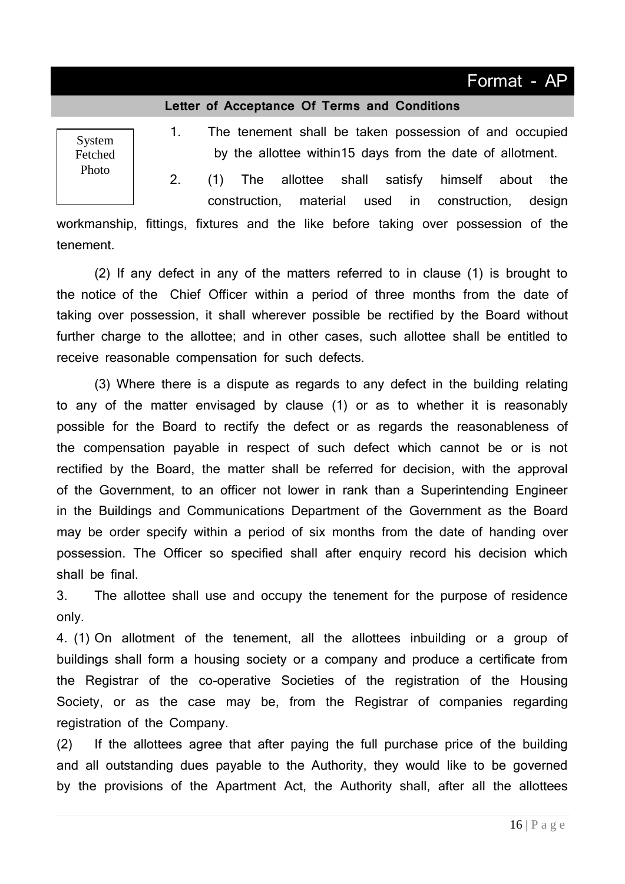# Format - AP

## Letter of Acceptance Of Terms and Conditions

System Fetched Photo

1. The tenement shall be taken possession of and occupied by the allottee within15 days from the date of allotment.

2. (1) The allottee shall satisfy himself about the construction, material used in construction, design workmanship, fittings, fixtures and the like before taking over possession of the tenement.

(2) If any defect in any of the matters referred to in clause (1) is brought to the notice of the Chief Officer within a period of three months from the date of taking over possession, it shall wherever possible be rectified by the Board without further charge to the allottee; and in other cases, such allottee shall be entitled to receive reasonable compensation for such defects.

(3) Where there is a dispute as regards to any defect in the building relating to any of the matter envisaged by clause (1) or as to whether it is reasonably possible for the Board to rectify the defect or as regards the reasonableness of the compensation payable in respect of such defect which cannot be or is not rectified by the Board, the matter shall be referred for decision, with the approval of the Government, to an officer not lower in rank than a Superintending Engineer in the Buildings and Communications Department of the Government as the Board may be order specify within a period of six months from the date of handing over possession. The Officer so specified shall after enquiry record his decision which shall be final.

3. The allottee shall use and occupy the tenement for the purpose of residence only.

4. (1) On allotment of the tenement, all the allottees inbuilding or a group of buildings shall form a housing society or a company and produce a certificate from the Registrar of the co-operative Societies of the registration of the Housing Society, or as the case may be, from the Registrar of companies regarding registration of the Company.

(2) If the allottees agree that after paying the full purchase price of the building and all outstanding dues payable to the Authority, they would like to be governed by the provisions of the Apartment Act, the Authority shall, after all the allottees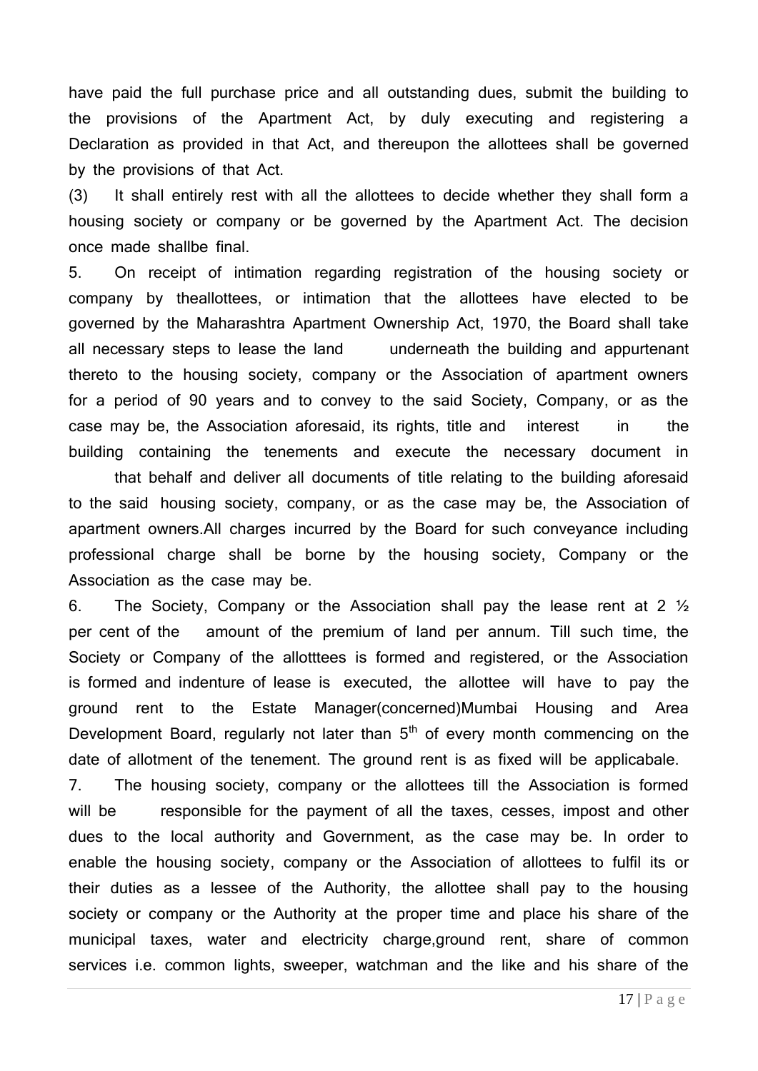have paid the full purchase price and all outstanding dues, submit the building to the provisions of the Apartment Act, by duly executing and registering a Declaration as provided in that Act, and thereupon the allottees shall be governed by the provisions of that Act.

(3) It shall entirely rest with all the allottees to decide whether they shall form a housing society or company or be governed by the Apartment Act. The decision once made shallbe final.

5. On receipt of intimation regarding registration of the housing society or company by theallottees, or intimation that the allottees have elected to be governed by the Maharashtra Apartment Ownership Act, 1970, the Board shall take all necessary steps to lease the land underneath the building and appurtenant thereto to the housing society, company or the Association of apartment owners for a period of 90 years and to convey to the said Society, Company, or as the case may be, the Association aforesaid, its rights, title and interest in the building containing the tenements and execute the necessary document in that behalf and deliver all documents of title relating to the building aforesaid to the said housing society, company, or as the case may be, the Association of apartment owners.All charges incurred by the Board for such conveyance including professional charge shall be borne by the housing society, Company or the Association as the case may be.

6. The Society, Company or the Association shall pay the lease rent at 2 ½ per cent of the amount of the premium of land per annum. Till such time, the Society or Company of the allotttees is formed and registered, or the Association is formed and indenture of lease is executed, the allottee will have to pay the ground rent to the Estate Manager(concerned)Mumbai Housing and Area Development Board, regularly not later than 5th of every month commencing on the date of allotment of the tenement. The ground rent is as fixed will be applicabale.

7. The housing society, company or the allottees till the Association is formed will be responsible for the payment of all the taxes, cesses, impost and other dues to the local authority and Government, as the case may be. In order to enable the housing society, company or the Association of allottees to fulfil its or their duties as a lessee of the Authority, the allottee shall pay to the housing society or company or the Authority at the proper time and place his share of the municipal taxes, water and electricity charge,ground rent, share of common services i.e. common lights, sweeper, watchman and the like and his share of the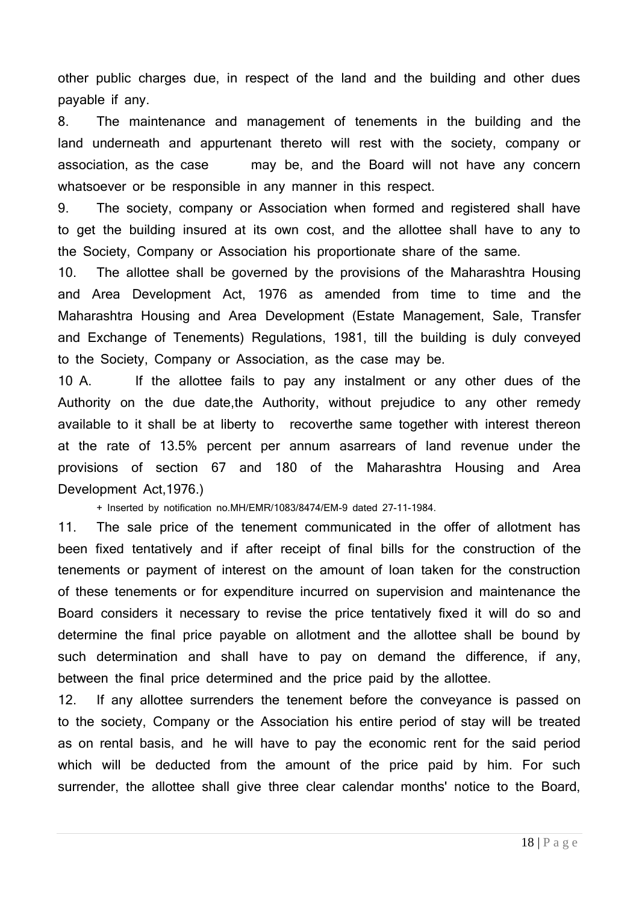other public charges due, in respect of the land and the building and other dues payable if any.

8. The maintenance and management of tenements in the building and the land underneath and appurtenant thereto will rest with the society, company or association, as the case may be, and the Board will not have any concern whatsoever or be responsible in any manner in this respect.

9. The society, company or Association when formed and registered shall have to get the building insured at its own cost, and the allottee shall have to any to the Society, Company or Association his proportionate share of the same.

10. The allottee shall be governed by the provisions of the Maharashtra Housing and Area Development Act, 1976 as amended from time to time and the Maharashtra Housing and Area Development (Estate Management, Sale, Transfer and Exchange of Tenements) Regulations, 1981, till the building is duly conveyed to the Society, Company or Association, as the case may be.

10 A. If the allottee fails to pay any instalment or any other dues of the Authority on the due date,the Authority, without prejudice to any other remedy available to it shall be at liberty to recoverthe same together with interest thereon at the rate of 13.5% percent per annum asarrears of land revenue under the provisions of section 67 and 180 of the Maharashtra Housing and Area Development Act,1976.)

+ Inserted by notification no.MH/EMR/1083/8474/EM-9 dated 27-11-1984.

11. The sale price of the tenement communicated in the offer of allotment has been fixed tentatively and if after receipt of final bills for the construction of the tenements or payment of interest on the amount of loan taken for the construction of these tenements or for expenditure incurred on supervision and maintenance the Board considers it necessary to revise the price tentatively fixed it will do so and determine the final price payable on allotment and the allottee shall be bound by such determination and shall have to pay on demand the difference, if any, between the final price determined and the price paid by the allottee.

12. If any allottee surrenders the tenement before the conveyance is passed on to the society, Company or the Association his entire period of stay will be treated as on rental basis, and he will have to pay the economic rent for the said period which will be deducted from the amount of the price paid by him. For such surrender, the allottee shall give three clear calendar months' notice to the Board,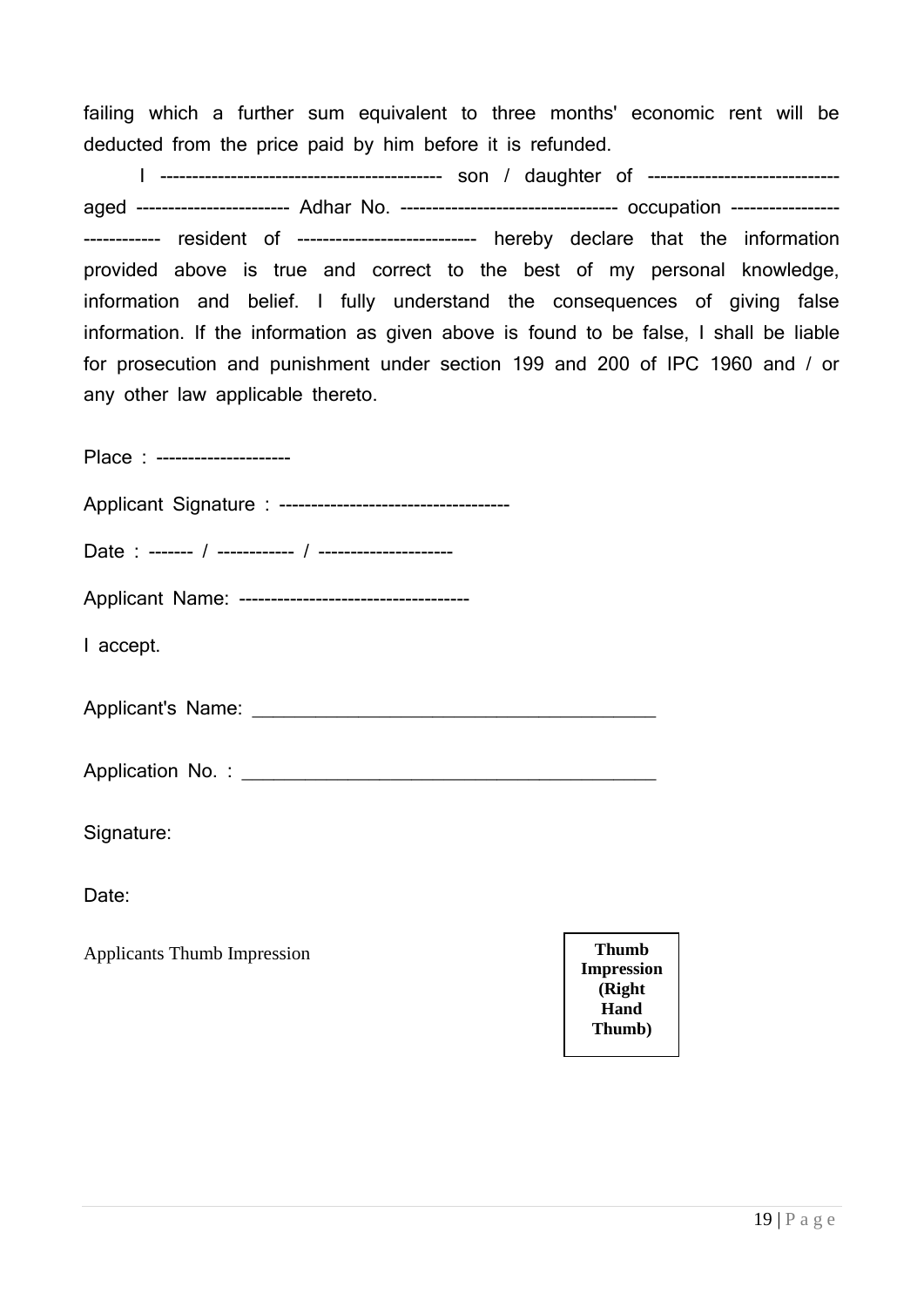failing which a further sum equivalent to three months' economic rent will be deducted from the price paid by him before it is refunded.

I ------------------------------------------ son / daughter of ------------------------------ aged ----------------------- Adhar No. --------------------------------- occupation ---------------- ------------ resident of --------------------------- hereby declare that the information provided above is true and correct to the best of my personal knowledge, information and belief. I fully understand the consequences of giving false information. If the information as given above is found to be false, I shall be liable for prosecution and punishment under section 199 and 200 of IPC 1960 and / or any other law applicable thereto.

Place : ---------------------

Applicant Signature : ------------------------------------

Date : ------- / ------------ / ---------------------

Applicant Name: ------------------------------------

I accept.

Applicant's Name: ___________________________________________

Application No. : ____________________________________________

Signature:

Date:

Applicants Thumb Impression

| **Thumb Impression (Right Hand Thumb)** |
|---|
| |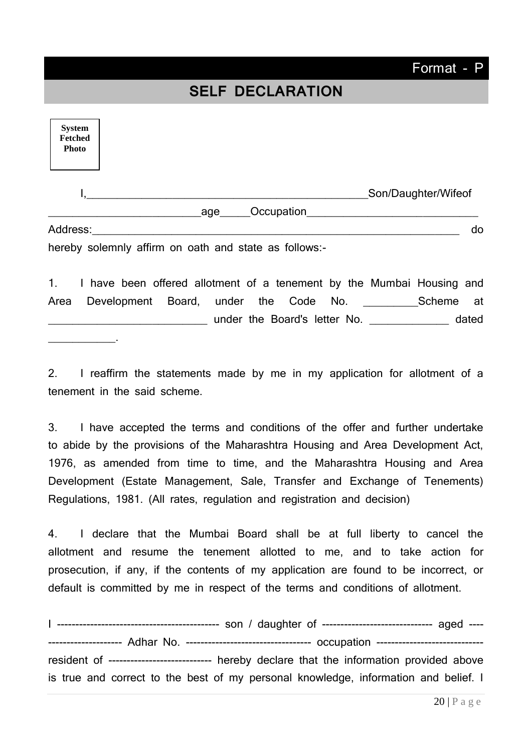Format - P

## SELF DECLARATION

System Fetched Photo

I,\_\_\_\_\_\_\_\_\_\_\_\_\_\_\_\_\_\_\_\_\_\_\_\_\_\_\_\_\_\_\_\_\_\_\_\_\_\_\_\_\_\_\_\_\_\_\_\_Son/Daughter/Wifeof \_\_\_\_\_\_\_\_\_\_\_\_\_\_\_\_\_\_\_\_\_\_\_\_\_\_\_age\_\_\_\_\_Occupation\_\_\_\_\_\_\_\_\_\_\_\_\_\_\_\_\_\_\_\_\_\_\_\_\_\_\_\_\_\_\_ Address:\_\_\_\_\_\_\_\_\_\_\_\_\_\_\_\_\_\_\_\_\_\_\_\_\_\_\_\_\_\_\_\_\_\_\_\_\_\_\_\_\_\_\_\_\_\_\_\_\_\_\_\_\_\_\_\_\_\_\_\_\_\_\_\_\_ do hereby solemnly affirm on oath and state as follows:-

1. I have been offered allotment of a tenement by the Mumbai Housing and Area Development Board, under the Code No. \_\_\_\_\_\_\_\_\_\_Scheme at \_\_\_\_\_\_\_\_\_\_\_\_\_\_\_\_\_\_\_\_\_\_\_\_\_\_\_\_\_ under the Board's letter No. \_\_\_\_\_\_\_\_\_\_\_\_\_\_ dated \_\_\_\_\_\_\_\_\_\_\_\_.

2. I reaffirm the statements made by me in my application for allotment of a tenement in the said scheme.

3. I have accepted the terms and conditions of the offer and further undertake to abide by the provisions of the Maharashtra Housing and Area Development Act, 1976, as amended from time to time, and the Maharashtra Housing and Area Development (Estate Management, Sale, Transfer and Exchange of Tenements) Regulations, 1981. (All rates, regulation and registration and decision)

4. I declare that the Mumbai Board shall be at full liberty to cancel the allotment and resume the tenement allotted to me, and to take action for prosecution, if any, if the contents of my application are found to be incorrect, or default is committed by me in respect of the terms and conditions of allotment.

I ------------------------------------------ son / daughter of ------------------------------ aged -------------------------- Adhar No. --------------------------------- occupation ---------------------------- resident of ---------------------------- hereby declare that the information provided above is true and correct to the best of my personal knowledge, information and belief. I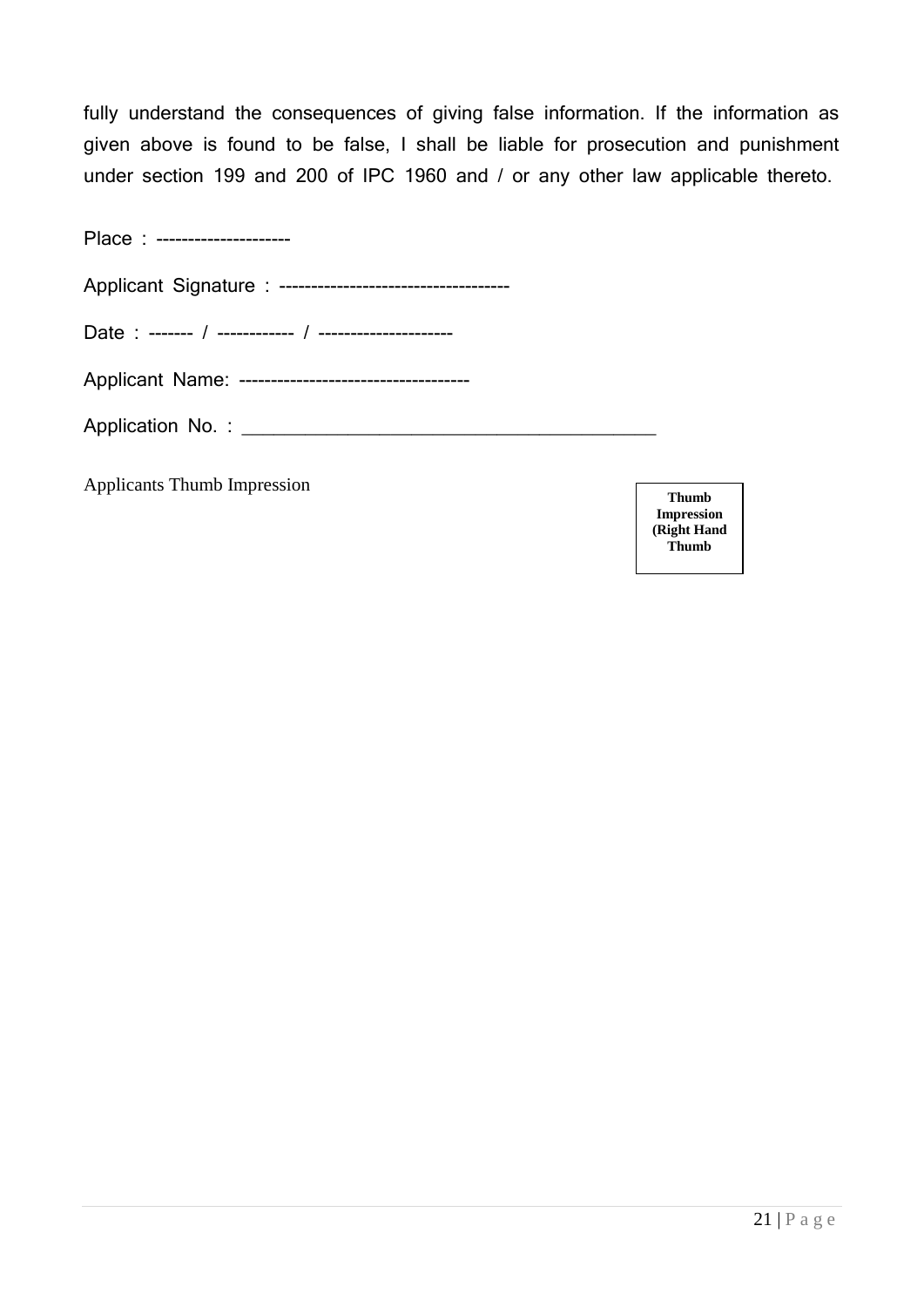fully understand the consequences of giving false information. If the information as given above is found to be false, I shall be liable for prosecution and punishment under section 199 and 200 of IPC 1960 and / or any other law applicable thereto.

Place : ---------------------

Applicant Signature : ------------------------------------

Date : ------- / ------------ / ---------------------

Applicant Name: ------------------------------------

Application No. : ___________________________________________

Applicants Thumb Impression

| Thumb Impression (Right Hand Thumb |
|---|
| |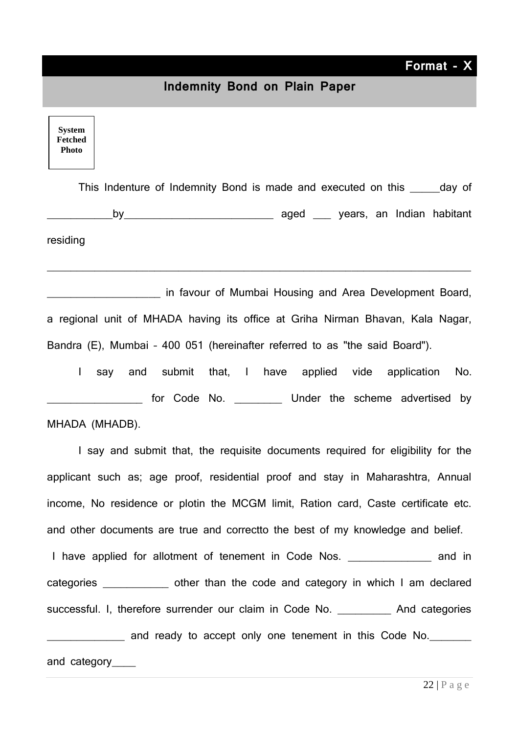**Format - X**

## Indemnity Bond on Plain Paper

System Fetched Photo

This Indenture of Indemnity Bond is made and executed on this _____day of ___________by__________________________ aged ___ years, an Indian habitant residing

__________________________________________________________________________

___________________ in favour of Mumbai Housing and Area Development Board, a regional unit of MHADA having its office at Griha Nirman Bhavan, Kala Nagar, Bandra (E), Mumbai – 400 051 (hereinafter referred to as "the said Board").

I say and submit that, I have applied vide application No. ________________ for Code No. ________ Under the scheme advertised by MHADA (MHADB).

I say and submit that, the requisite documents required for eligibility for the applicant such as; age proof, residential proof and stay in Maharashtra, Annual income, No residence or plotin the MCGM limit, Ration card, Caste certificate etc. and other documents are true and correctto the best of my knowledge and belief.

I have applied for allotment of tenement in Code Nos. ______________ and in categories ___________ other than the code and category in which I am declared successful. I, therefore surrender our claim in Code No. _________ And categories _____________ and ready to accept only one tenement in this Code No._______ and category____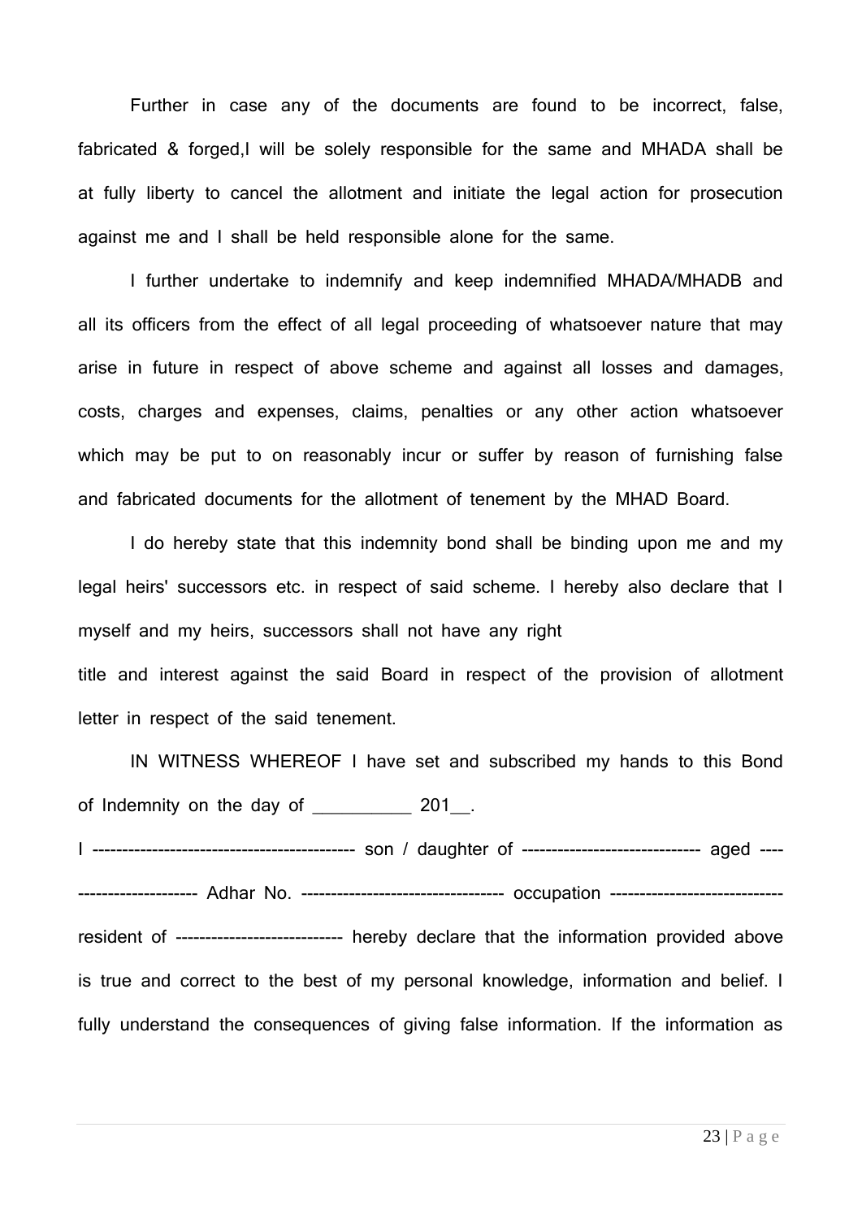Further in case any of the documents are found to be incorrect, false, fabricated & forged,I will be solely responsible for the same and MHADA shall be at fully liberty to cancel the allotment and initiate the legal action for prosecution against me and I shall be held responsible alone for the same.

I further undertake to indemnify and keep indemnified MHADA/MHADB and all its officers from the effect of all legal proceeding of whatsoever nature that may arise in future in respect of above scheme and against all losses and damages, costs, charges and expenses, claims, penalties or any other action whatsoever which may be put to on reasonably incur or suffer by reason of furnishing false and fabricated documents for the allotment of tenement by the MHAD Board.

I do hereby state that this indemnity bond shall be binding upon me and my legal heirs' successors etc. in respect of said scheme. I hereby also declare that I myself and my heirs, successors shall not have any right title and interest against the said Board in respect of the provision of allotment letter in respect of the said tenement.

IN WITNESS WHEREOF I have set and subscribed my hands to this Bond of Indemnity on the day of ___________ 201__.

I ------------------------------------------- son / daughter of ------------------------------ aged -------------------------- Adhar No. --------------------------------- occupation ----------------------------- resident of ---------------------------- hereby declare that the information provided above is true and correct to the best of my personal knowledge, information and belief. I fully understand the consequences of giving false information. If the information as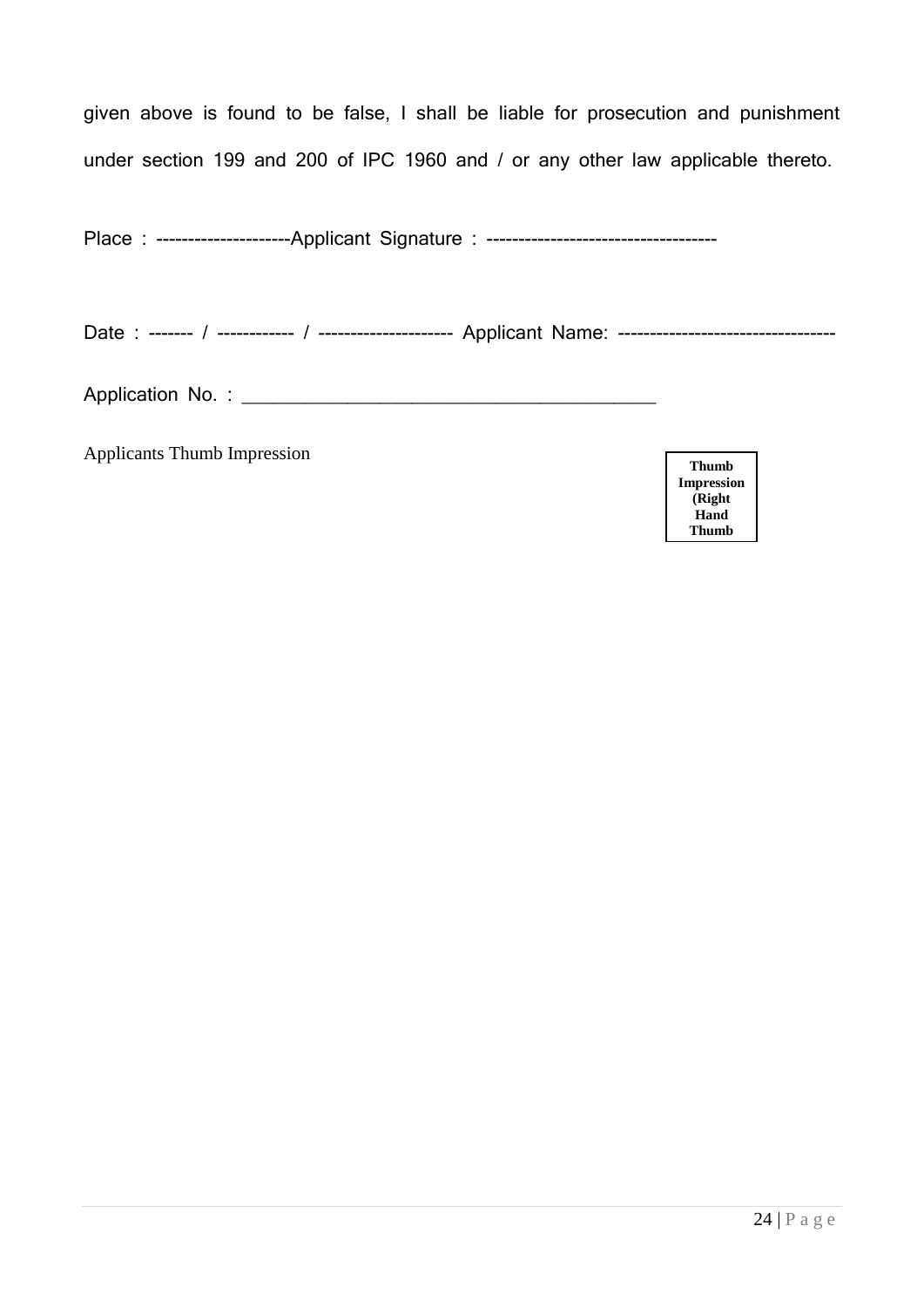given above is found to be false, I shall be liable for prosecution and punishment under section 199 and 200 of IPC 1960 and / or any other law applicable thereto.

Place : ---------------------Applicant Signature : ------------------------------------

Date : ------- / ------------ / --------------------- Applicant Name: ---------------------------------

Application No. : ___________________________________________

Applicants Thumb Impression

| Thumb Impression (Right Hand Thumb |
|---|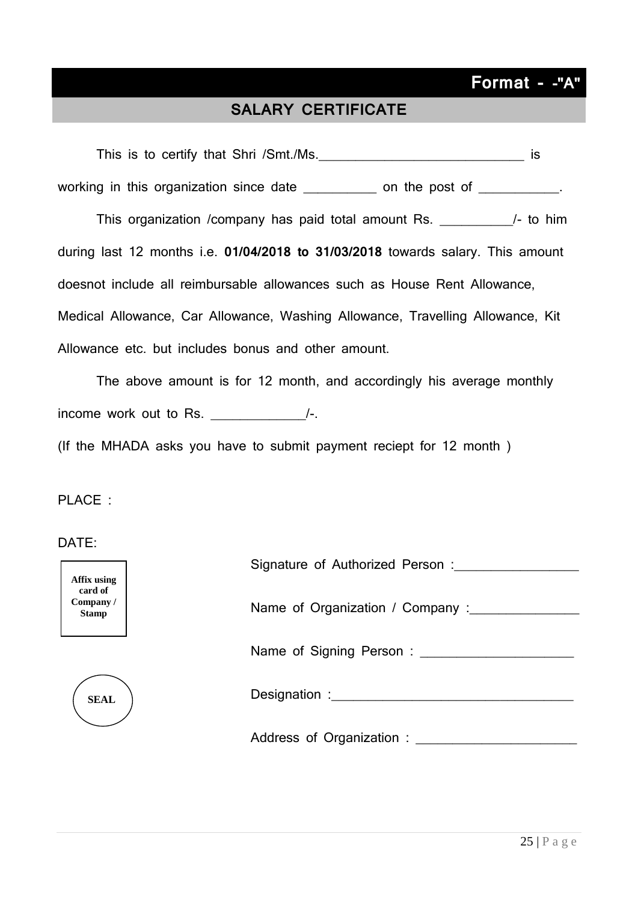**Format - -"A"**

## SALARY CERTIFICATE

This is to certify that Shri /Smt./Ms.______________________________ is working in this organization since date __________ on the post of ___________.

This organization /company has paid total amount Rs. __________/- to him during last 12 months i.e. **01/04/2018 to 31/03/2018** towards salary. This amount doesnot include all reimbursable allowances such as House Rent Allowance, Medical Allowance, Car Allowance, Washing Allowance, Travelling Allowance, Kit Allowance etc. but includes bonus and other amount.

The above amount is for 12 month, and accordingly his average monthly income work out to Rs. _____________/-.

(If the MHADA asks you have to submit payment reciept for 12 month )

PLACE :

DATE:

**Affix using card of Company / Stamp**

**SEAL**

Signature of Authorized Person :_________________

Name of Organization / Company :_______________

Name of Signing Person : ______________________

Designation :___________________________________

Address of Organization : _______________________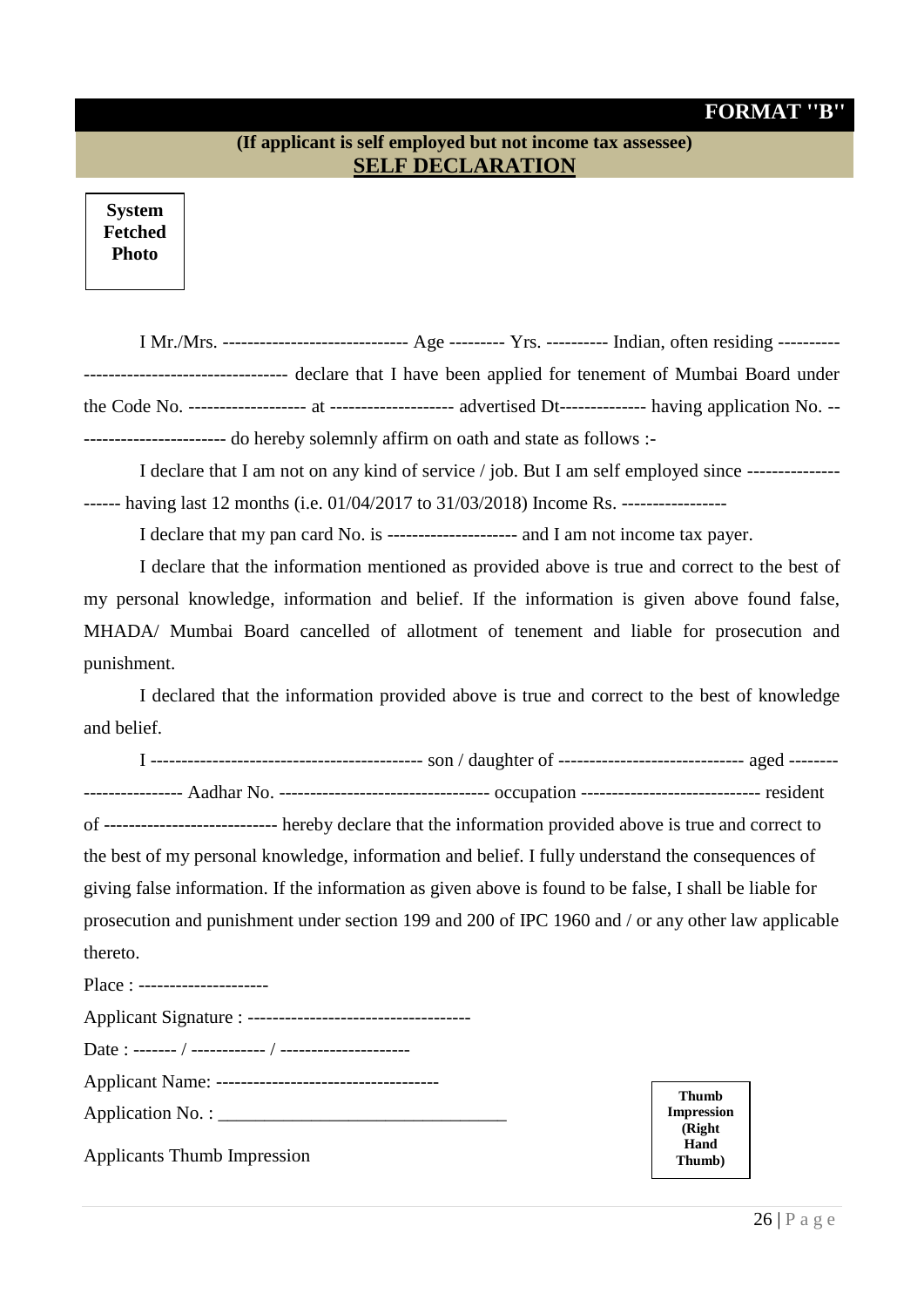**FORMAT "B"**

**(If applicant is self employed but not income tax assessee)**

## SELF DECLARATION

**System Fetched Photo**

I Mr./Mrs. ------------------------------ Age --------- Yrs. ---------- Indian, often residing ---------- -------------------------------- declare that I have been applied for tenement of Mumbai Board under the Code No. ------------------- at -------------------- advertised Dt-------------- having application No. -- ---------------------- do hereby solemnly affirm on oath and state as follows :-

I declare that I am not on any kind of service / job. But I am self employed since --------------- ------ having last 12 months (i.e. 01/04/2017 to 31/03/2018) Income Rs. -----------------

I declare that my pan card No. is --------------------- and I am not income tax payer.

I declare that the information mentioned as provided above is true and correct to the best of my personal knowledge, information and belief. If the information is given above found false, MHADA/ Mumbai Board cancelled of allotment of tenement and liable for prosecution and punishment.

I declared that the information provided above is true and correct to the best of knowledge and belief.

I ------------------------------------------- son / daughter of ------------------------------ aged -------- ---------------- Aadhar No. --------------------------------- occupation ----------------------------- resident of ---------------------------- hereby declare that the information provided above is true and correct to the best of my personal knowledge, information and belief. I fully understand the consequences of giving false information. If the information as given above is found to be false, I shall be liable for prosecution and punishment under section 199 and 200 of IPC 1960 and / or any other law applicable thereto.

Place : ---------------------

Applicant Signature : -----------------------------------

Date : ------- / ------------ / ---------------------

Applicant Name: ------------------------------------

Application No. : ________________________________

Applicants Thumb Impression

**Thumb Impression (Right Hand Thumb)**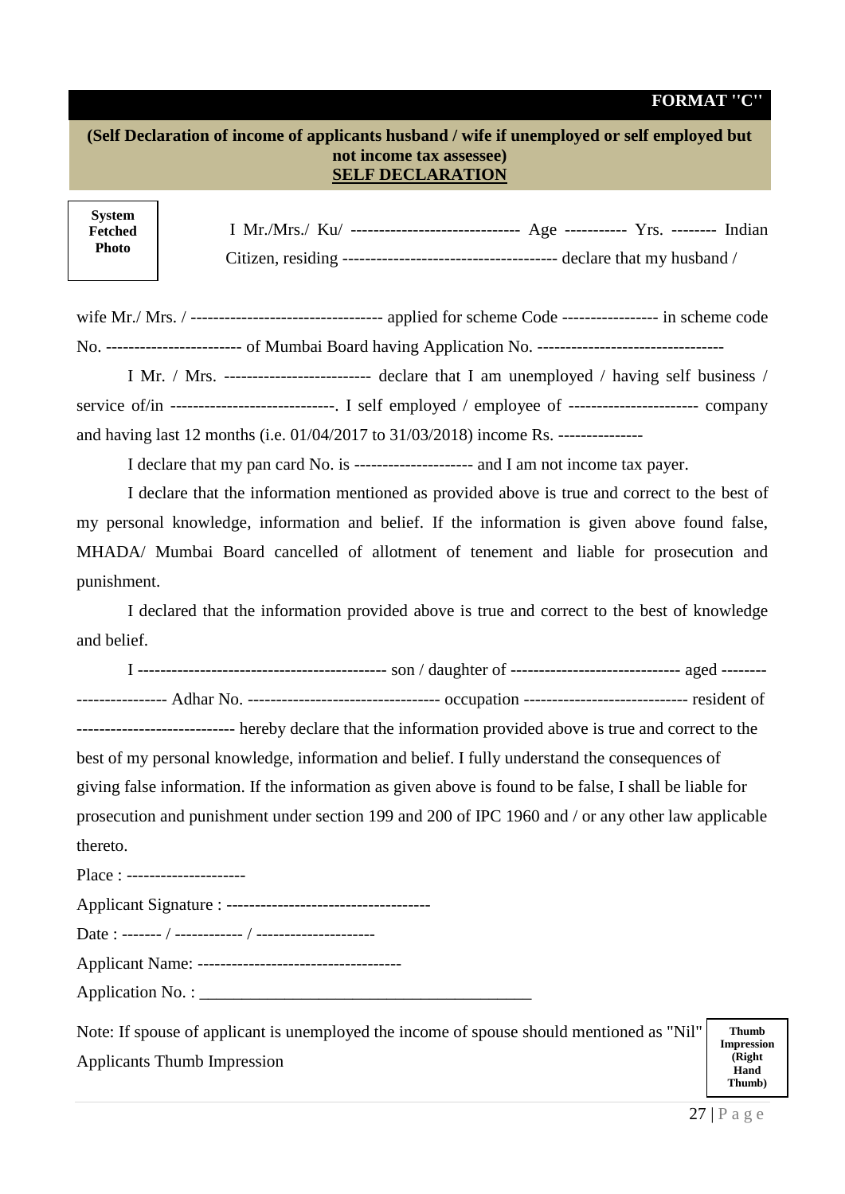**FORMAT "C"**

**(Self Declaration of income of applicants husband / wife if unemployed or self employed but not income tax assessee)**

**SELF DECLARATION**

**System Fetched Photo**

I Mr./Mrs./ Ku/ ------------------------------ Age ----------- Yrs. -------- Indian Citizen, residing -------------------------------------- declare that my husband / wife Mr./ Mrs. / ---------------------------------- applied for scheme Code ----------------- in scheme code No. ------------------------ of Mumbai Board having Application No. ---------------------------------

I Mr. / Mrs. -------------------------- declare that I am unemployed / having self business / service of/in -----------------------------. I self employed / employee of ---------------------- company and having last 12 months (i.e. 01/04/2017 to 31/03/2018) income Rs. ---------------

I declare that my pan card No. is --------------------- and I am not income tax payer.

I declare that the information mentioned as provided above is true and correct to the best of my personal knowledge, information and belief. If the information is given above found false, MHADA/ Mumbai Board cancelled of allotment of tenement and liable for prosecution and punishment.

I declared that the information provided above is true and correct to the best of knowledge and belief.

I ------------------------------------------- son / daughter of ------------------------------ aged ------------------------ Adhar No. --------------------------------- occupation ---------------------------- resident of --------------------------- hereby declare that the information provided above is true and correct to the best of my personal knowledge, information and belief. I fully understand the consequences of giving false information. If the information as given above is found to be false, I shall be liable for prosecution and punishment under section 199 and 200 of IPC 1960 and / or any other law applicable thereto.

Place : ---------------------

Applicant Signature : ------------------------------------

Date : ------- / ------------ / ---------------------

Applicant Name: ------------------------------------

Application No. : ________________________________________

Note: If spouse of applicant is unemployed the income of spouse should mentioned as "Nil"

Applicants Thumb Impression

**Thumb Impression (Right Hand Thumb)**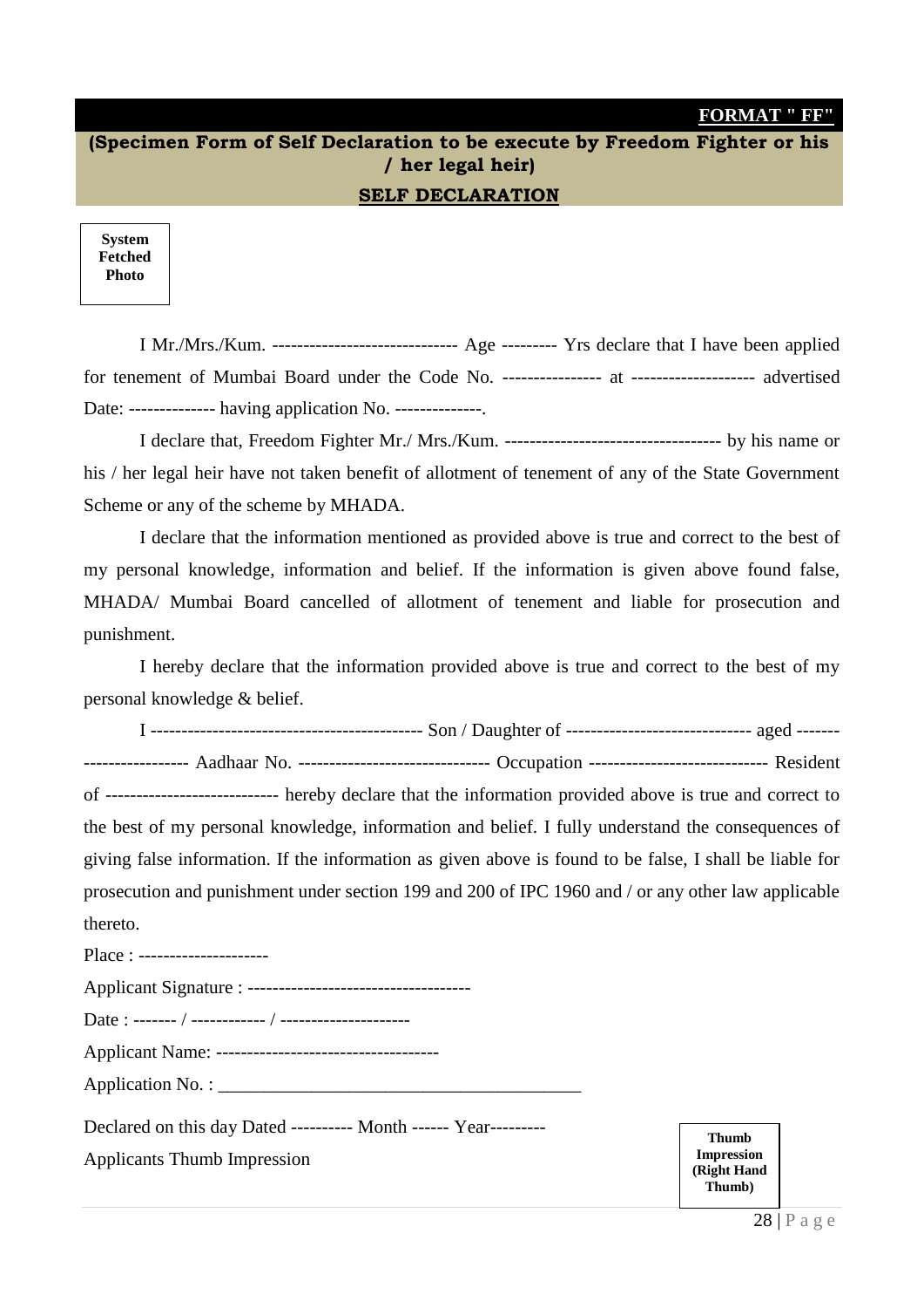**FORMAT " FF"**

**(Specimen Form of Self Declaration to be execute by Freedom Fighter or his / her legal heir)**

**SELF DECLARATION**

| **System Fetched Photo** |
|---|

I Mr./Mrs./Kum. ------------------------------ Age --------- Yrs declare that I have been applied for tenement of Mumbai Board under the Code No. ---------------- at -------------------- advertised Date: -------------- having application No. --------------.

I declare that, Freedom Fighter Mr./ Mrs./Kum. ----------------------------------- by his name or his / her legal heir have not taken benefit of allotment of tenement of any of the State Government Scheme or any of the scheme by MHADA.

I declare that the information mentioned as provided above is true and correct to the best of my personal knowledge, information and belief. If the information is given above found false, MHADA/ Mumbai Board cancelled of allotment of tenement and liable for prosecution and punishment.

I hereby declare that the information provided above is true and correct to the best of my personal knowledge & belief.

I -------------------------------------------- Son / Daughter of ------------------------------ aged ------------------------ Aadhaar No. ------------------------------- Occupation ----------------------------- Resident of ---------------------------- hereby declare that the information provided above is true and correct to the best of my personal knowledge, information and belief. I fully understand the consequences of giving false information. If the information as given above is found to be false, I shall be liable for prosecution and punishment under section 199 and 200 of IPC 1960 and / or any other law applicable thereto.

Place : ---------------------

Applicant Signature : ------------------------------------

Date : ------- / ------------ / ---------------------

Applicant Name: ------------------------------------

Application No. : ________________________________________

Declared on this day Dated ---------- Month ------ Year---------

Applicants Thumb Impression

| **Thumb Impression (Right Hand Thumb)** |
|---|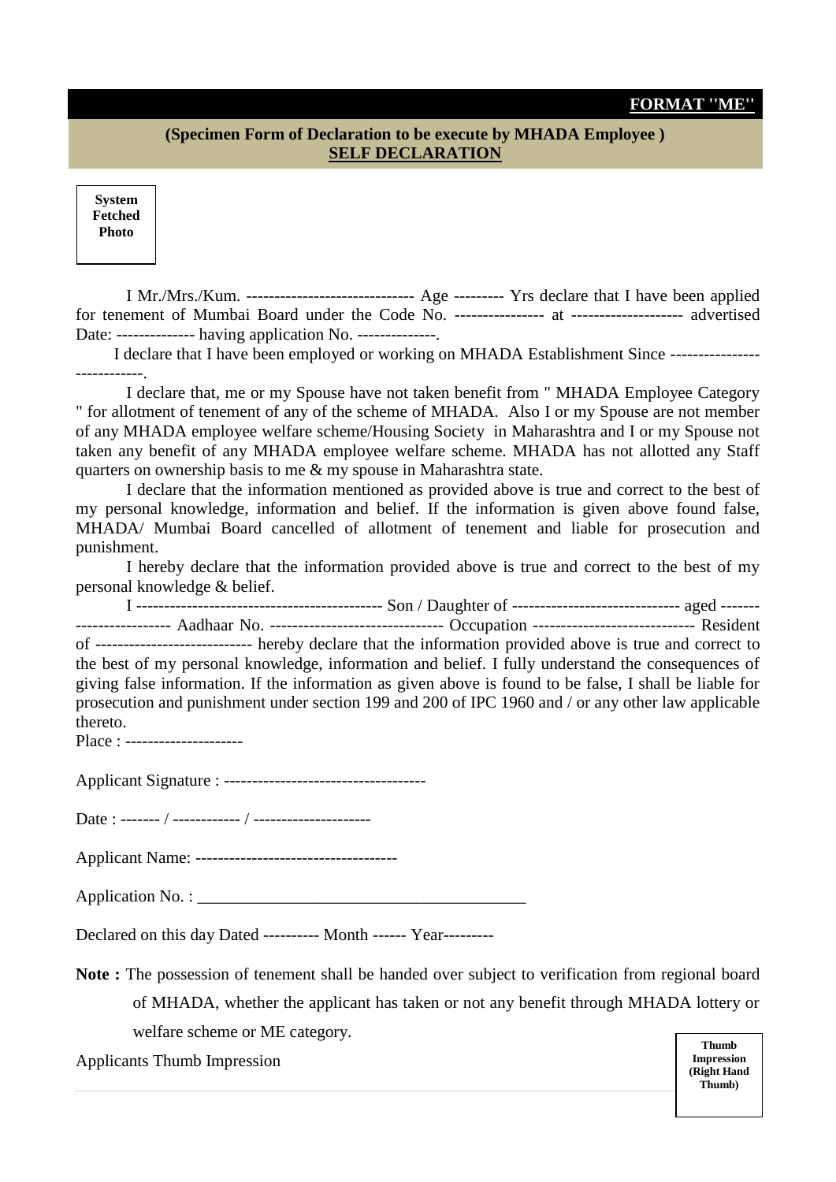**FORMAT "ME"**

**(Specimen Form of Declaration to be execute by MHADA Employee )**

**SELF DECLARATION**

**System Fetched Photo**

I Mr./Mrs./Kum. ------------------------------ Age --------- Yrs declare that I have been applied for tenement of Mumbai Board under the Code No. ---------------- at -------------------- advertised Date: -------------- having application No. --------------.

I declare that I have been employed or working on MHADA Establishment Since ---------------------------.

I declare that, me or my Spouse have not taken benefit from " MHADA Employee Category " for allotment of tenement of any of the scheme of MHADA. Also I or my Spouse are not member of any MHADA employee welfare scheme/Housing Society in Maharashtra and I or my Spouse not taken any benefit of any MHADA employee welfare scheme. MHADA has not allotted any Staff quarters on ownership basis to me & my spouse in Maharashtra state.

I declare that the information mentioned as provided above is true and correct to the best of my personal knowledge, information and belief. If the information is given above found false, MHADA/ Mumbai Board cancelled of allotment of tenement and liable for prosecution and punishment.

I hereby declare that the information provided above is true and correct to the best of my personal knowledge & belief.

I -------------------------------------------- Son / Daughter of ------------------------------ aged ------------------------ Aadhaar No. ------------------------------- Occupation ----------------------------- Resident of ---------------------------- hereby declare that the information provided above is true and correct to the best of my personal knowledge, information and belief. I fully understand the consequences of giving false information. If the information as given above is found to be false, I shall be liable for prosecution and punishment under section 199 and 200 of IPC 1960 and / or any other law applicable thereto.

Place : ---------------------

Applicant Signature : ------------------------------------

Date : ------- / ------------ / ---------------------

Applicant Name: ------------------------------------

Application No. : ________________________________________

Declared on this day Dated ---------- Month ------ Year---------

**Note :** The possession of tenement shall be handed over subject to verification from regional board of MHADA, whether the applicant has taken or not any benefit through MHADA lottery or welfare scheme or ME category.

Applicants Thumb Impression

**Thumb Impression (Right Hand Thumb)**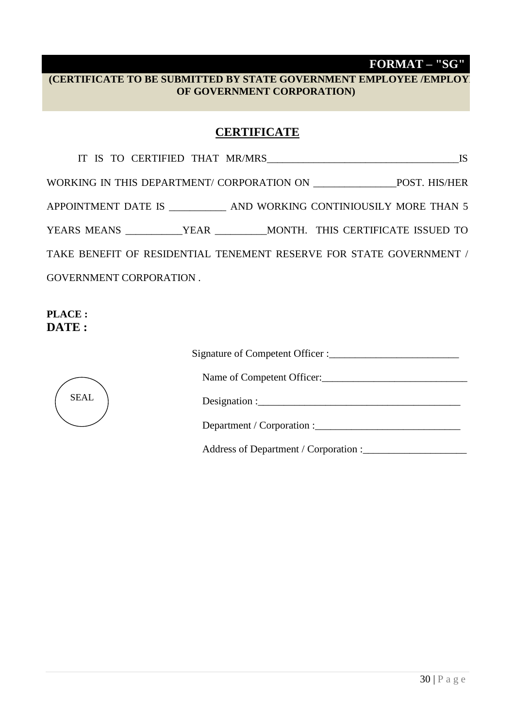**FORMAT – "SG"**

**(CERTIFICATE TO BE SUBMITTED BY STATE GOVERNMENT EMPLOYEE /EMPLOY OF GOVERNMENT CORPORATION)**

## CERTIFICATE

IT IS TO CERTIFIED THAT MR/MRS_____________________________________IS WORKING IN THIS DEPARTMENT/ CORPORATION ON _______________POST. HIS/HER APPOINTMENT DATE IS __________ AND WORKING CONTINIOUSILY MORE THAN 5 YEARS MEANS __________YEAR _________MONTH. THIS CERTIFICATE ISSUED TO TAKE BENEFIT OF RESIDENTIAL TENEMENT RESERVE FOR STATE GOVERNMENT / GOVERNMENT CORPORATION .

**PLACE :**
**DATE :**

Signature of Competent Officer :________________________

Name of Competent Officer:___________________________

SEAL

Designation :______________________________________

Department / Corporation :___________________________

Address of Department / Corporation :___________________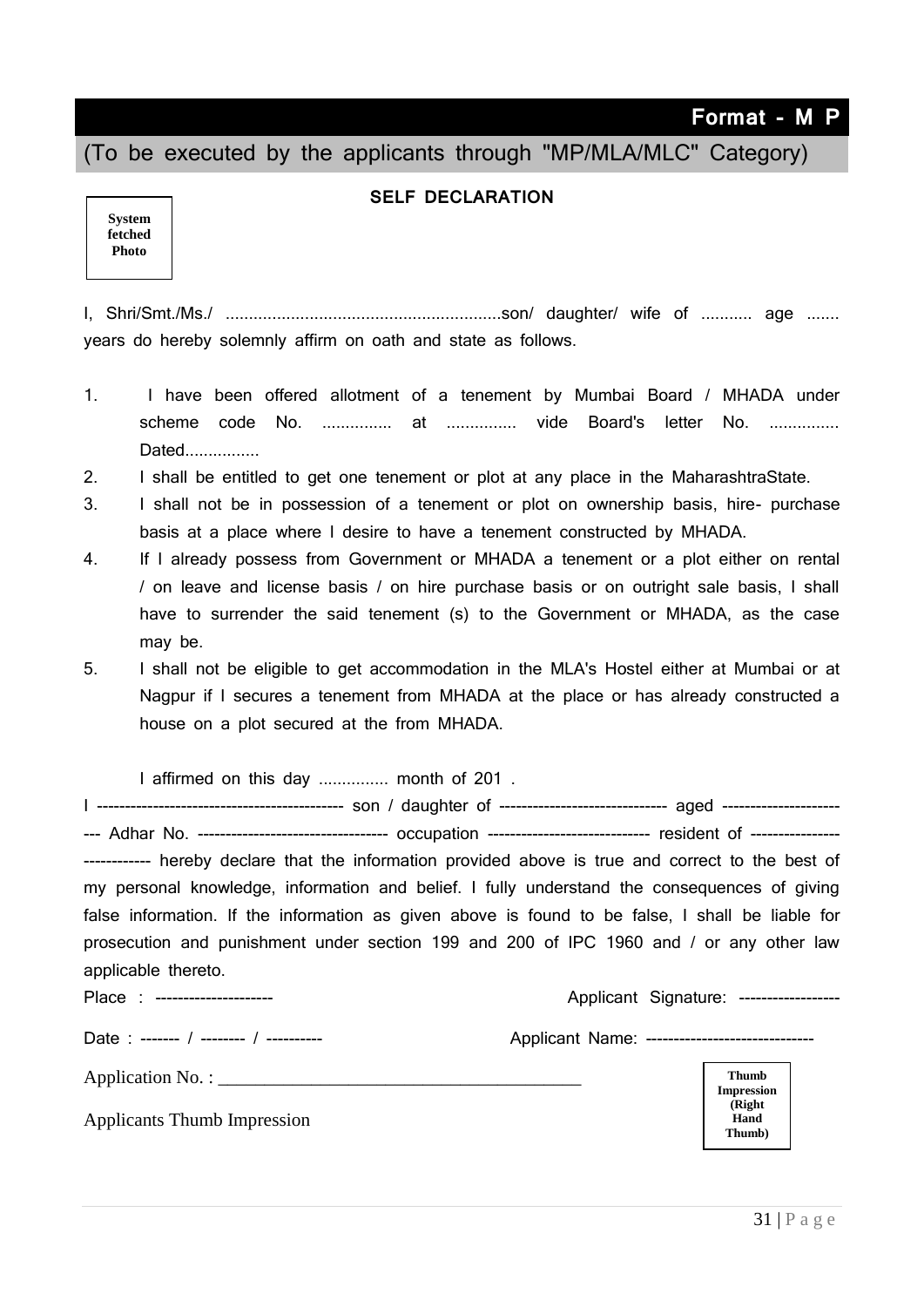**Format - M P**

(To be executed by the applicants through "MP/MLA/MLC" Category)

**System fetched Photo**

**SELF DECLARATION**

I, Shri/Smt./Ms./ ............................................................son/ daughter/ wife of ........... age ....... years do hereby solemnly affirm on oath and state as follows.

1. I have been offered allotment of a tenement by Mumbai Board / MHADA under scheme code No. ............... at ............... vide Board's letter No. ............... Dated................
2. I shall be entitled to get one tenement or plot at any place in the MaharashtraState.
3. I shall not be in possession of a tenement or plot on ownership basis, hire- purchase basis at a place where I desire to have a tenement constructed by MHADA.
4. If I already possess from Government or MHADA a tenement or a plot either on rental / on leave and license basis / on hire purchase basis or on outright sale basis, I shall have to surrender the said tenement (s) to the Government or MHADA, as the case may be.
5. I shall not be eligible to get accommodation in the MLA's Hostel either at Mumbai or at Nagpur if I secures a tenement from MHADA at the place or has already constructed a house on a plot secured at the from MHADA.

I affirmed on this day ............... month of 201 .

I -------------------------------------------- son / daughter of ------------------------------ aged ------------------------ Adhar No. ---------------------------------- occupation ----------------------------- resident of --------------------------- hereby declare that the information provided above is true and correct to the best of my personal knowledge, information and belief. I fully understand the consequences of giving false information. If the information as given above is found to be false, I shall be liable for prosecution and punishment under section 199 and 200 of IPC 1960 and / or any other law applicable thereto.

Place : --------------------- Applicant Signature: ------------------

Date : ------- / -------- / ---------- Applicant Name: ------------------------------

Application No. : ________________________________________

Applicants Thumb Impression

**Thumb Impression (Right Hand Thumb)**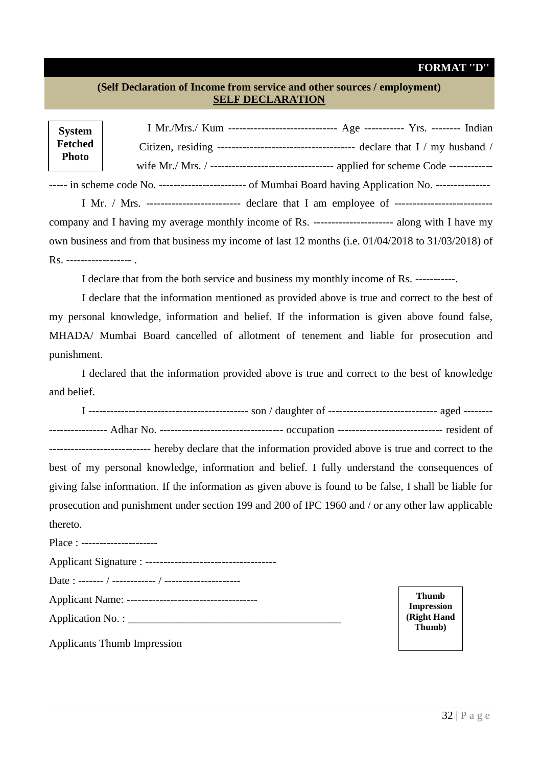**FORMAT "D"**

**(Self Declaration of Income from service and other sources / employment)**

**SELF DECLARATION**

**System Fetched Photo**

I Mr./Mrs./ Kum ------------------------------ Age ----------- Yrs. -------- Indian Citizen, residing ------------------------------------- declare that I / my husband / wife Mr./ Mrs. / --------------------------------- applied for scheme Code ----------------- in scheme code No. ------------------------ of Mumbai Board having Application No. ---------------

I Mr. / Mrs. ------------------------- declare that I am employee of --------------------------- company and I having my average monthly income of Rs. ---------------------- along with I have my own business and from that business my income of last 12 months (i.e. 01/04/2018 to 31/03/2018) of Rs. ------------------ .

I declare that from the both service and business my monthly income of Rs. -----------.

I declare that the information mentioned as provided above is true and correct to the best of my personal knowledge, information and belief. If the information is given above found false, MHADA/ Mumbai Board cancelled of allotment of tenement and liable for prosecution and punishment.

I declared that the information provided above is true and correct to the best of knowledge and belief.

I ------------------------------------------- son / daughter of ------------------------------ aged ------------------------ Adhar No. --------------------------------- occupation ---------------------------- resident of --------------------------- hereby declare that the information provided above is true and correct to the best of my personal knowledge, information and belief. I fully understand the consequences of giving false information. If the information as given above is found to be false, I shall be liable for prosecution and punishment under section 199 and 200 of IPC 1960 and / or any other law applicable thereto.

Place : ---------------------

Applicant Signature : -----------------------------------

Date : ------- / ------------ / ---------------------

Applicant Name: ------------------------------------

Application No. : ________________________________________

Applicants Thumb Impression

**Thumb Impression (Right Hand Thumb)**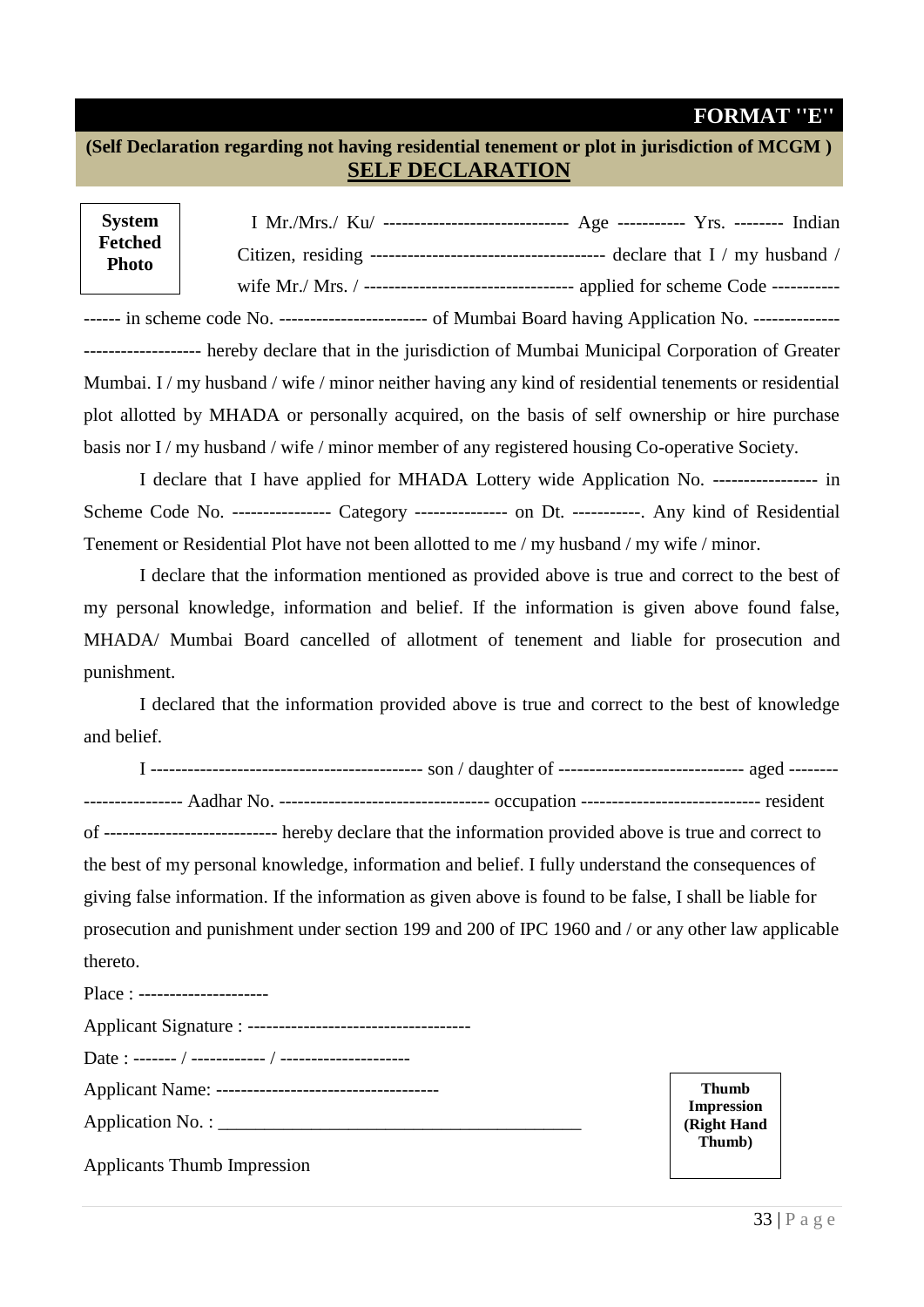**FORMAT "E"**

**(Self Declaration regarding not having residential tenement or plot in jurisdiction of MCGM )**

## SELF DECLARATION

**System Fetched Photo**

I Mr./Mrs./ Ku/ ------------------------------ Age ----------- Yrs. -------- Indian Citizen, residing -------------------------------------- declare that I / my husband / wife Mr./ Mrs. / ---------------------------------- applied for scheme Code ---------------- in scheme code No. ------------------------ of Mumbai Board having Application No. ------------------------------- hereby declare that in the jurisdiction of Mumbai Municipal Corporation of Greater Mumbai. I / my husband / wife / minor neither having any kind of residential tenements or residential plot allotted by MHADA or personally acquired, on the basis of self ownership or hire purchase basis nor I / my husband / wife / minor member of any registered housing Co-operative Society.

I declare that I have applied for MHADA Lottery wide Application No. ----------------- in Scheme Code No. ---------------- Category --------------- on Dt. -----------. Any kind of Residential Tenement or Residential Plot have not been allotted to me / my husband / my wife / minor.

I declare that the information mentioned as provided above is true and correct to the best of my personal knowledge, information and belief. If the information is given above found false, MHADA/ Mumbai Board cancelled of allotment of tenement and liable for prosecution and punishment.

I declared that the information provided above is true and correct to the best of knowledge and belief.

I ------------------------------------------- son / daughter of ------------------------------ aged ------------------------ Aadhar No. ---------------------------------- occupation ----------------------------- resident of ---------------------------- hereby declare that the information provided above is true and correct to the best of my personal knowledge, information and belief. I fully understand the consequences of giving false information. If the information as given above is found to be false, I shall be liable for prosecution and punishment under section 199 and 200 of IPC 1960 and / or any other law applicable thereto.

Place : ---------------------

Applicant Signature : ------------------------------------

Date : ------- / ------------ / ---------------------

Applicant Name: ------------------------------------

Application No. : ________________________________________

Applicants Thumb Impression

**Thumb Impression (Right Hand Thumb)**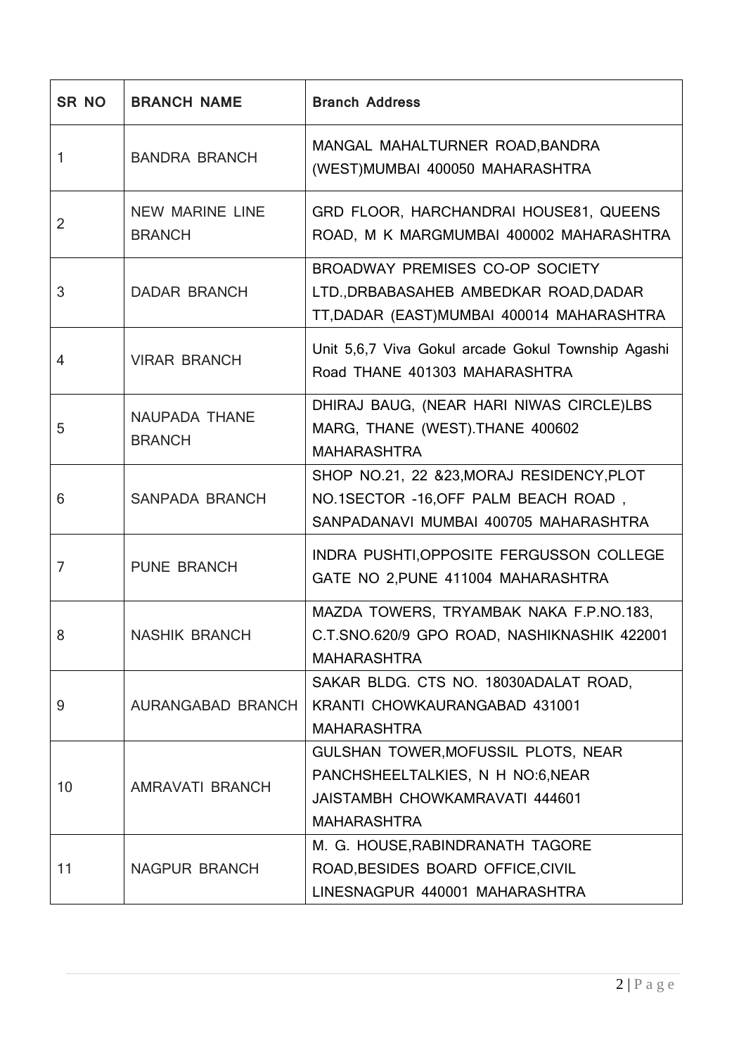| SR NO | BRANCH NAME | Branch Address |
|---|---|---|
| 1 | BANDRA BRANCH | MANGAL MAHALTURNER ROAD,BANDRA (WEST)MUMBAI 400050 MAHARASHTRA |
| 2 | NEW MARINE LINE BRANCH | GRD FLOOR, HARCHANDRAI HOUSE81, QUEENS ROAD, M K MARGMUMBAI 400002 MAHARASHTRA |
| 3 | DADAR BRANCH | BROADWAY PREMISES CO-OP SOCIETY LTD.,DRBABASAHEB AMBEDKAR ROAD,DADAR TT,DADAR (EAST)MUMBAI 400014 MAHARASHTRA |
| 4 | VIRAR BRANCH | Unit 5,6,7 Viva Gokul arcade Gokul Township Agashi Road THANE 401303 MAHARASHTRA |
| 5 | NAUPADA THANE BRANCH | DHIRAJ BAUG, (NEAR HARI NIWAS CIRCLE)LBS MARG, THANE (WEST).THANE 400602 MAHARASHTRA |
| 6 | SANPADA BRANCH | SHOP NO.21, 22 &23,MORAJ RESIDENCY,PLOT NO.1SECTOR -16,OFF PALM BEACH ROAD , SANPADANAVI MUMBAI 400705 MAHARASHTRA |
| 7 | PUNE BRANCH | INDRA PUSHTI,OPPOSITE FERGUSSON COLLEGE GATE NO 2,PUNE 411004 MAHARASHTRA |
| 8 | NASHIK BRANCH | MAZDA TOWERS, TRYAMBAK NAKA F.P.NO.183, C.T.SNO.620/9 GPO ROAD, NASHIKNASHIK 422001 MAHARASHTRA |
| 9 | AURANGABAD BRANCH | SAKAR BLDG. CTS NO. 18030ADALAT ROAD, KRANTI CHOWKAURANGABAD 431001 MAHARASHTRA |
| 10 | AMRAVATI BRANCH | GULSHAN TOWER,MOFUSSIL PLOTS, NEAR PANCHSHEELTALKIES, N H NO:6,NEAR JAISTAMBH CHOWKAMRAVATI 444601 MAHARASHTRA |
| 11 | NAGPUR BRANCH | M. G. HOUSE,RABINDRANATH TAGORE ROAD,BESIDES BOARD OFFICE,CIVIL LINESNAGPUR 440001 MAHARASHTRA |